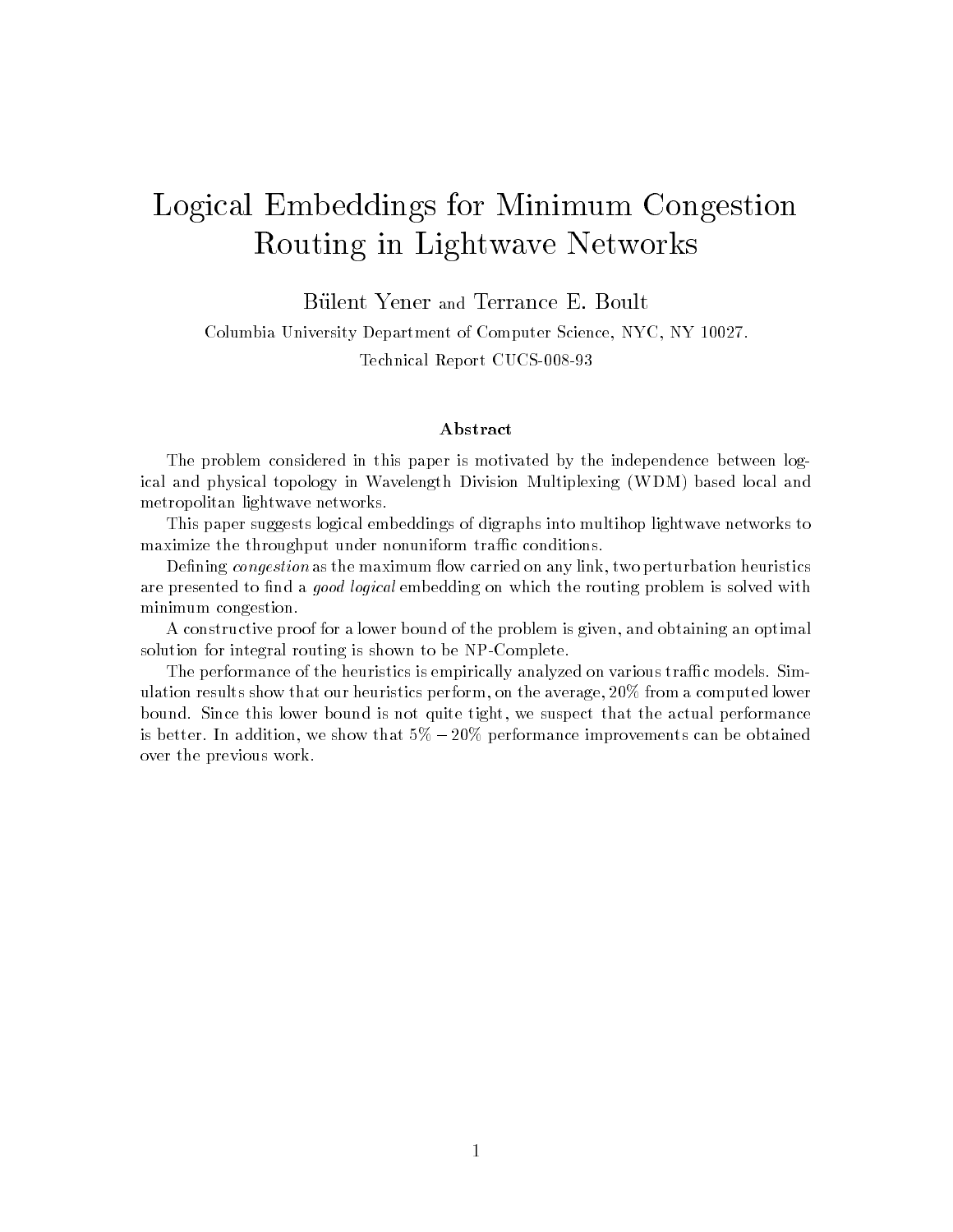# Logical Embeddings for Minimum Congestion Routing in Lightwave Networks

Bülent Yener and Terrance E. Boult

Columbia University Department of Computer Science, NYC, NY 10027.

Technical Report CUCS-008-93

### Abstract

The problem considered in this paper is motivated by the independence between logical and physical topology in Wavelength Division Multiplexing (WDM) based local and metropolitan lightwave networks.

This paper suggests logical embeddings of digraphs into multihop lightwave networks to maximize the throughput under nonuniform traffic conditions.

Defining *congestion* as the maximum flow carried on any link, two perturbation heuristics are presented to find a *good logical* embedding on which the routing problem is solved with minimum congestion.

A constructive proof for a lower bound of the problem is given, and obtaining an optimal solution for integral routing is shown to be NP-Complete.

The performance of the heuristics is empirically analyzed on various traffic models. Simulation results show that our heuristics perform, on the average, 20% from a computed lower bound. Since this lower bound is not quite tight, we suspect that the actual performance is better. In addition, we show that $5\% - 20\%$ performance improvements can be obtained over the previous work.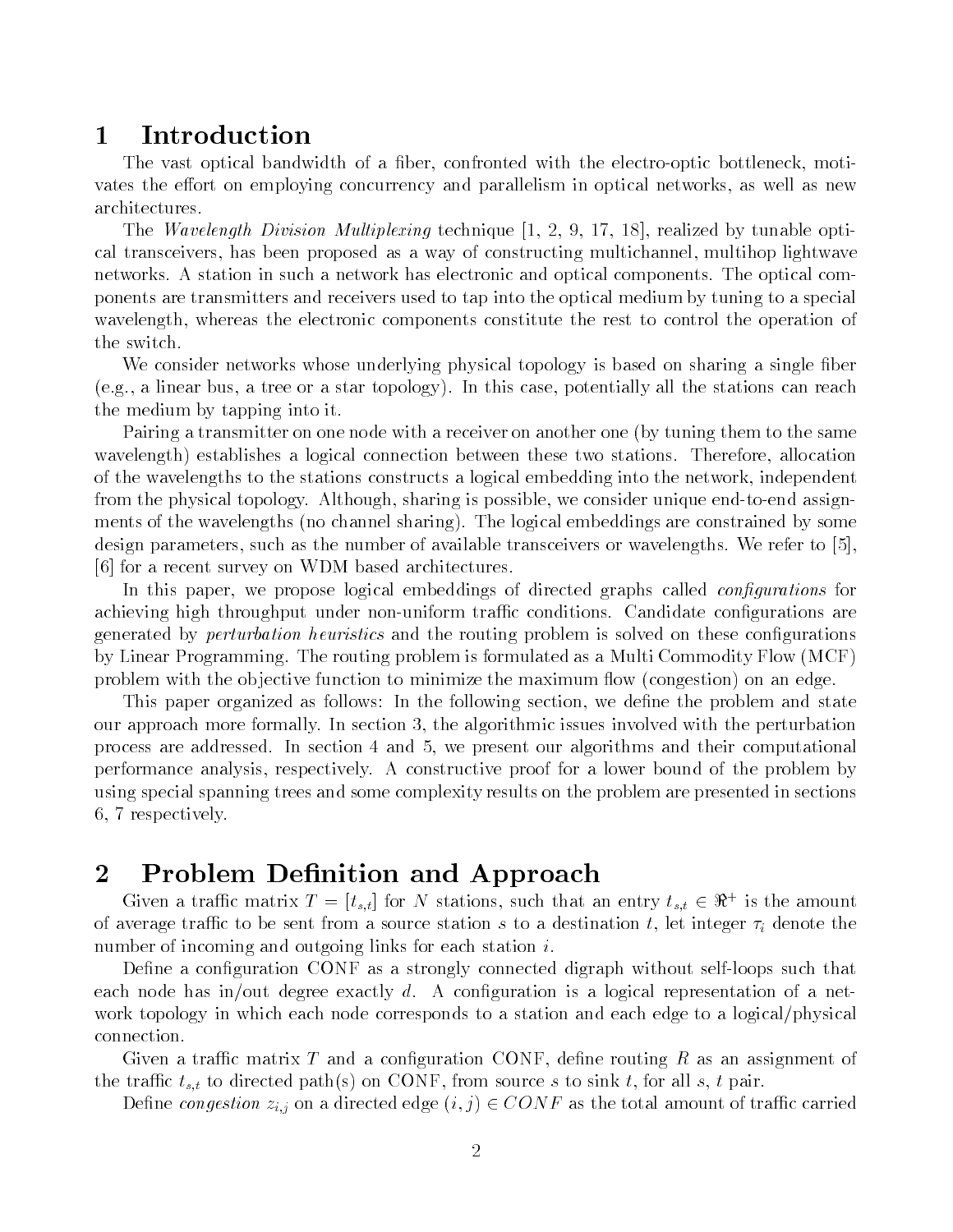# 1 Introduction

The vast optical bandwidth of a fiber, confronted with the electro-optic bottleneck, motivates the effort on employing concurrency and parallelism in optical networks, as well as new architectures.

The *Wavelength Division Multiplexing* technique [1, 2, 9, 17, 18], realized by tunable optical transceivers, has been proposed as a way of constructing multichannel, multihop lightwave networks. A station in such a network has electronic and optical components. The optical components are transmitters and receivers used to tap into the optical medium by tuning to a special wavelength, whereas the electronic components constitute the rest to control the operation of the switch.

We consider networks whose underlying physical topology is based on sharing a single fiber (e.g., a linear bus, a tree or a star topology). In this case, potentially all the stations can reach the medium by tapping into it.

Pairing a transmitter on one node with a receiver on another one (by tuning them to the same wavelength) establishes a logical connection between these two stations. Therefore, allocation of the wavelengths to the stations constructs a logical embedding into the network, independent from the physical topology. Although, sharing is possible, we consider unique end-to-end assignments of the wavelengths (no channel sharing). The logical embeddings are constrained by some design parameters, such as the number of available transceivers or wavelengths. We refer to [5], [6] for a recent survey on WDM based architectures.

In this paper, we propose logical embeddings of directed graphs called *configurations* for achieving high throughput under non-uniform traffic conditions. Candidate configurations are generated by *perturbation heuristics* and the routing problem is solved on these configurations by Linear Programming. The routing problem is formulated as a Multi Commodity Flow (MCF) problem with the objective function to minimize the maximum flow (congestion) on an edge.

This paper organized as follows: In the following section, we define the problem and state our approach more formally. In section 3, the algorithmic issues involved with the perturbation process are addressed. In section 4 and 5, we present our algorithms and their computational performance analysis, respectively. A constructive proof for a lower bound of the problem by using special spanning trees and some complexity results on the problem are presented in sections 6, 7 respectively.

# 2 Problem Definition and Approach

Given a traffic matrix $T = [t_{s,t}]$ for $N$ stations, such that an entry $t_{s,t} \in \Re^{+}$ is the amount of average traffic to be sent from a source station $s$ to a destination $t$, let integer $\tau_i$ denote the number of incoming and outgoing links for each station $i$.

Define a configuration CONF as a strongly connected digraph without self-loops such that each node has in/out degree exactly $d$. A configuration is a logical representation of a network topology in which each node corresponds to a station and each edge to a logical/physical connection.

Given a traffic matrix $T$ and a configuration CONF, define routing $R$ as an assignment of the traffic $t_{s,t}$ to directed path(s) on CONF, from source $s$ to sink $t$, for all $s$, $t$ pair.

Define *congestion* $z_{i,j}$ on a directed edge $(i, j) \in CONF$ as the total amount of traffic carried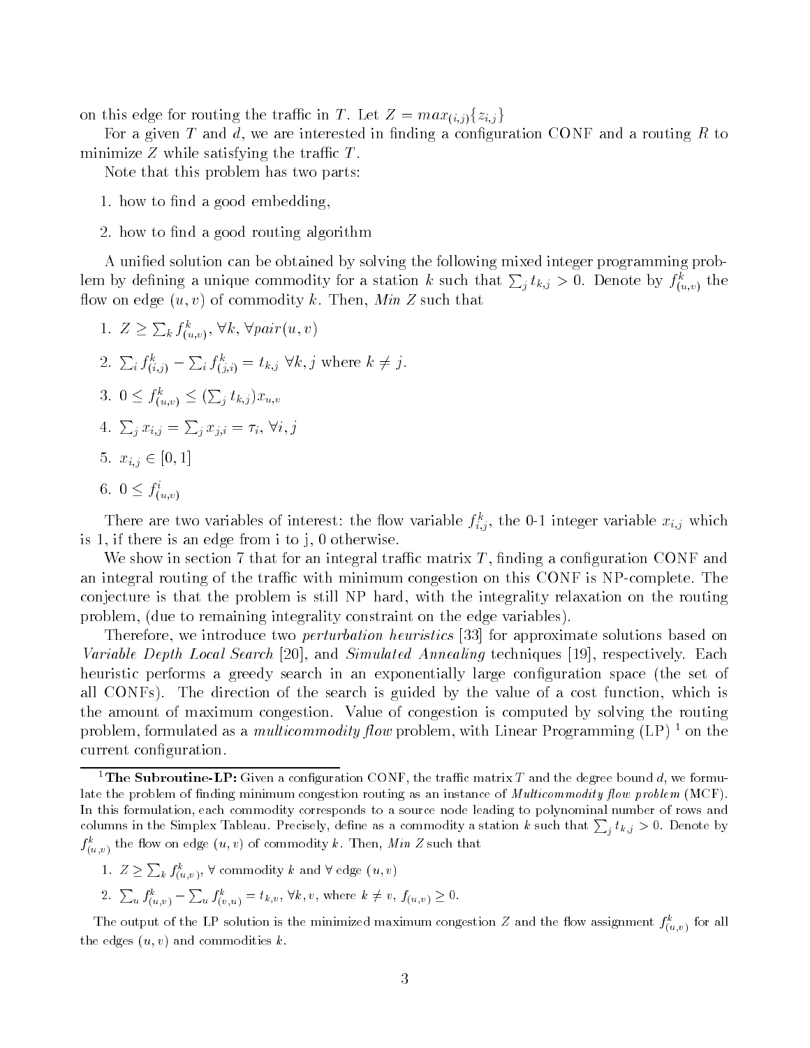on this edge for routing the traffic in $T$. Let $Z = max_{(i,j)}\{z_{i,j}\}$

For a given $T$ and $d$, we are interested in finding a configuration CONF and a routing $R$ to minimize $Z$ while satisfying the traffic $T$.

Note that this problem has two parts:

1. how to find a good embedding,
2. how to find a good routing algorithm

A unified solution can be obtained by solving the following mixed integer programming problem by defining a unique commodity for a station $k$ such that $\sum_j t_{k,j} > 0$. Denote by $f^k_{(u,v)}$ the flow on edge $(u,v)$ of commodity $k$. Then, *Min* $Z$ such that

1. $Z \geq \sum_k f^k_{(u,v)}, \forall k, \forall pair(u,v)$
2. $\sum_i f^k_{(i,j)} - \sum_i f^k_{(j,i)} = t_{k,j} \; \forall k, j$ where $k \neq j$.
3. $0 \leq f^k_{(u,v)} \leq (\sum_j t_{k,j}) x_{u,v}$
4. $\sum_j x_{i,j} = \sum_j x_{j,i} = \tau_i, \forall i, j$
5. $x_{i,j} \in [0, 1]$
6. $0 \leq f^i_{(u,v)}$

There are two variables of interest: the flow variable $f^k_{i,j}$, the 0-1 integer variable $x_{i,j}$ which is 1, if there is an edge from i to j, 0 otherwise.

We show in section 7 that for an integral traffic matrix $T$, finding a configuration CONF and an integral routing of the traffic with minimum congestion on this CONF is NP-complete. The conjecture is that the problem is still NP hard, with the integrality relaxation on the routing problem, (due to remaining integrality constraint on the edge variables).

Therefore, we introduce two *perturbation heuristics* [33] for approximate solutions based on *Variable Depth Local Search* [20], and *Simulated Annealing* techniques [19], respectively. Each heuristic performs a greedy search in an exponentially large configuration space (the set of all CONFs). The direction of the search is guided by the value of a cost function, which is the amount of maximum congestion. Value of congestion is computed by solving the routing problem, formulated as a *multicommodity flow* problem, with Linear Programming (LP) [1] on the current configuration.

[1] **The Subroutine-LP:** Given a configuration CONF, the traffic matrix $T$ and the degree bound $d$, we formulate the problem of finding minimum congestion routing as an instance of *Multicommodity flow problem* (MCF). In this formulation, each commodity corresponds to a source node leading to polynominal number of rows and columns in the Simplex Tableau. Precisely, define as a commodity a station $k$ such that $\sum_j t_{k,j} > 0$. Denote by $f^k_{(u,v)}$ the flow on edge $(u,v)$ of commodity $k$. Then, *Min* $Z$ such that

1. $Z \geq \sum_k f^k_{(u,v)}$, $\forall$ commodity $k$ and $\forall$ edge $(u,v)$
2. $\sum_u f^k_{(u,v)} - \sum_u f^k_{(v,u)} = t_{k,v}$, $\forall k, v$, where $k \neq v$, $f_{(u,v)} \geq 0$.

The output of the LP solution is the minimized maximum congestion $Z$ and the flow assignment $f^k_{(u,v)}$ for all the edges $(u,v)$ and commodities $k$.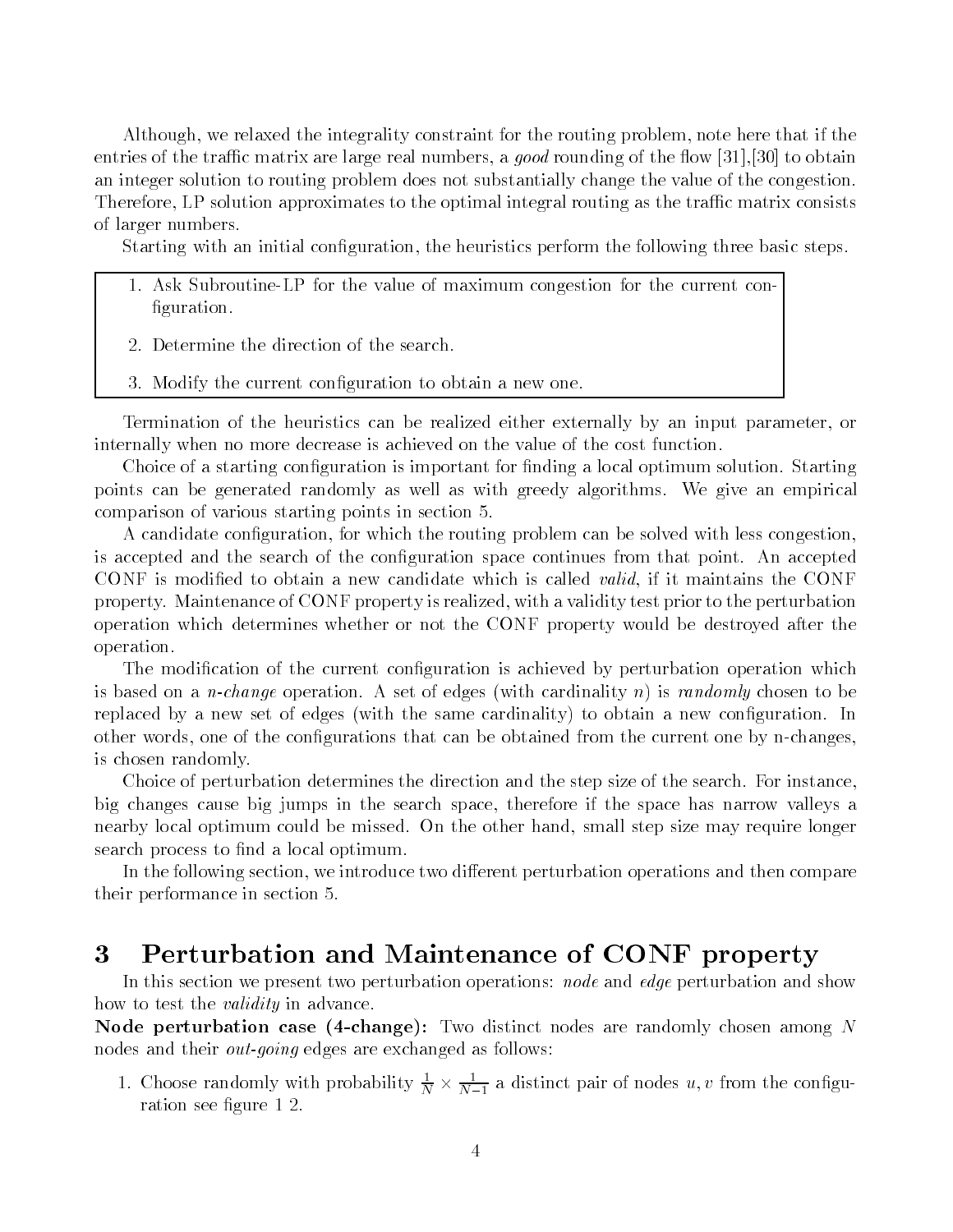Although, we relaxed the integrality constraint for the routing problem, note here that if the entries of the traffic matrix are large real numbers, a *good* rounding of the flow [31],[30] to obtain an integer solution to routing problem does not substantially change the value of the congestion. Therefore, LP solution approximates to the optimal integral routing as the traffic matrix consists of larger numbers.

Starting with an initial configuration, the heuristics perform the following three basic steps.

1. Ask Subroutine-LP for the value of maximum congestion for the current configuration.
2. Determine the direction of the search.
3. Modify the current configuration to obtain a new one.

Termination of the heuristics can be realized either externally by an input parameter, or internally when no more decrease is achieved on the value of the cost function.

Choice of a starting configuration is important for finding a local optimum solution. Starting points can be generated randomly as well as with greedy algorithms. We give an empirical comparison of various starting points in section 5.

A candidate configuration, for which the routing problem can be solved with less congestion, is accepted and the search of the configuration space continues from that point. An accepted CONF is modified to obtain a new candidate which is called *valid*, if it maintains the CONF property. Maintenance of CONF property is realized, with a validity test prior to the perturbation operation which determines whether or not the CONF property would be destroyed after the operation.

The modification of the current configuration is achieved by perturbation operation which is based on a *n-change* operation. A set of edges (with cardinality $n$) is *randomly* chosen to be replaced by a new set of edges (with the same cardinality) to obtain a new configuration. In other words, one of the configurations that can be obtained from the current one by n-changes, is chosen randomly.

Choice of perturbation determines the direction and the step size of the search. For instance, big changes cause big jumps in the search space, therefore if the space has narrow valleys a nearby local optimum could be missed. On the other hand, small step size may require longer search process to find a local optimum.

In the following section, we introduce two different perturbation operations and then compare their performance in section 5.

# 3 Perturbation and Maintenance of CONF property

In this section we present two perturbation operations: *node* and *edge* perturbation and show how to test the *validity* in advance.

**Node perturbation case (4-change):** Two distinct nodes are randomly chosen among $N$ nodes and their *out-going* edges are exchanged as follows:

1. Choose randomly with probability $\frac{1}{N} \times \frac{1}{N-1}$ a distinct pair of nodes $u, v$ from the configuration see figure 1 2.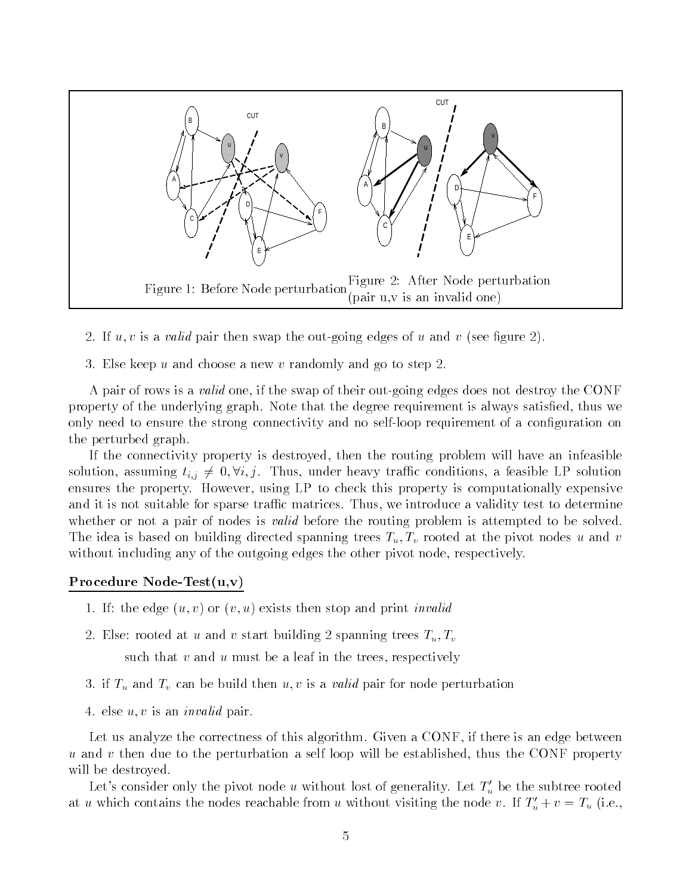CUT

B, u, v, A, D, C, F, E

CUT

B, u, v, A, D, F, C, E

Figure 1: Before Node perturbation

Figure 2: After Node perturbation (pair u,v is an invalid one)

2. If $u, v$ is a *valid* pair then swap the out-going edges of $u$ and $v$ (see figure 2).

3. Else keep $u$ and choose a new $v$ randomly and go to step 2.

A pair of rows is a *valid* one, if the swap of their out-going edges does not destroy the CONF property of the underlying graph. Note that the degree requirement is always satisfied, thus we only need to ensure the strong connectivity and no self-loop requirement of a configuration on the perturbed graph.

If the connectivity property is destroyed, then the routing problem will have an infeasible solution, assuming $t_{i,j} \neq 0, \forall i, j$. Thus, under heavy traffic conditions, a feasible LP solution ensures the property. However, using LP to check this property is computationally expensive and it is not suitable for sparse traffic matrices. Thus, we introduce a validity test to determine whether or not a pair of nodes is *valid* before the routing problem is attempted to be solved. The idea is based on building directed spanning trees $T_u, T_v$ rooted at the pivot nodes $u$ and $v$ without including any of the outgoing edges the other pivot node, respectively.

**Procedure Node-Test(u,v)**

1. If: the edge $(u, v)$ or $(v, u)$ exists then stop and print *invalid*

2. Else: rooted at $u$ and $v$ start building 2 spanning trees $T_u, T_v$

   such that $v$ and $u$ must be a leaf in the trees, respectively

3. if $T_u$ and $T_v$ can be build then $u, v$ is a *valid* pair for node perturbation

4. else $u, v$ is an *invalid* pair.

Let us analyze the correctness of this algorithm. Given a CONF, if there is an edge between $u$ and $v$ then due to the perturbation a self loop will be established, thus the CONF property will be destroyed.

Let's consider only the pivot node $u$ without lost of generality. Let $T'_u$ be the subtree rooted at $u$ which contains the nodes reachable from $u$ without visiting the node $v$. If $T'_u + v = T_u$ (i.e.,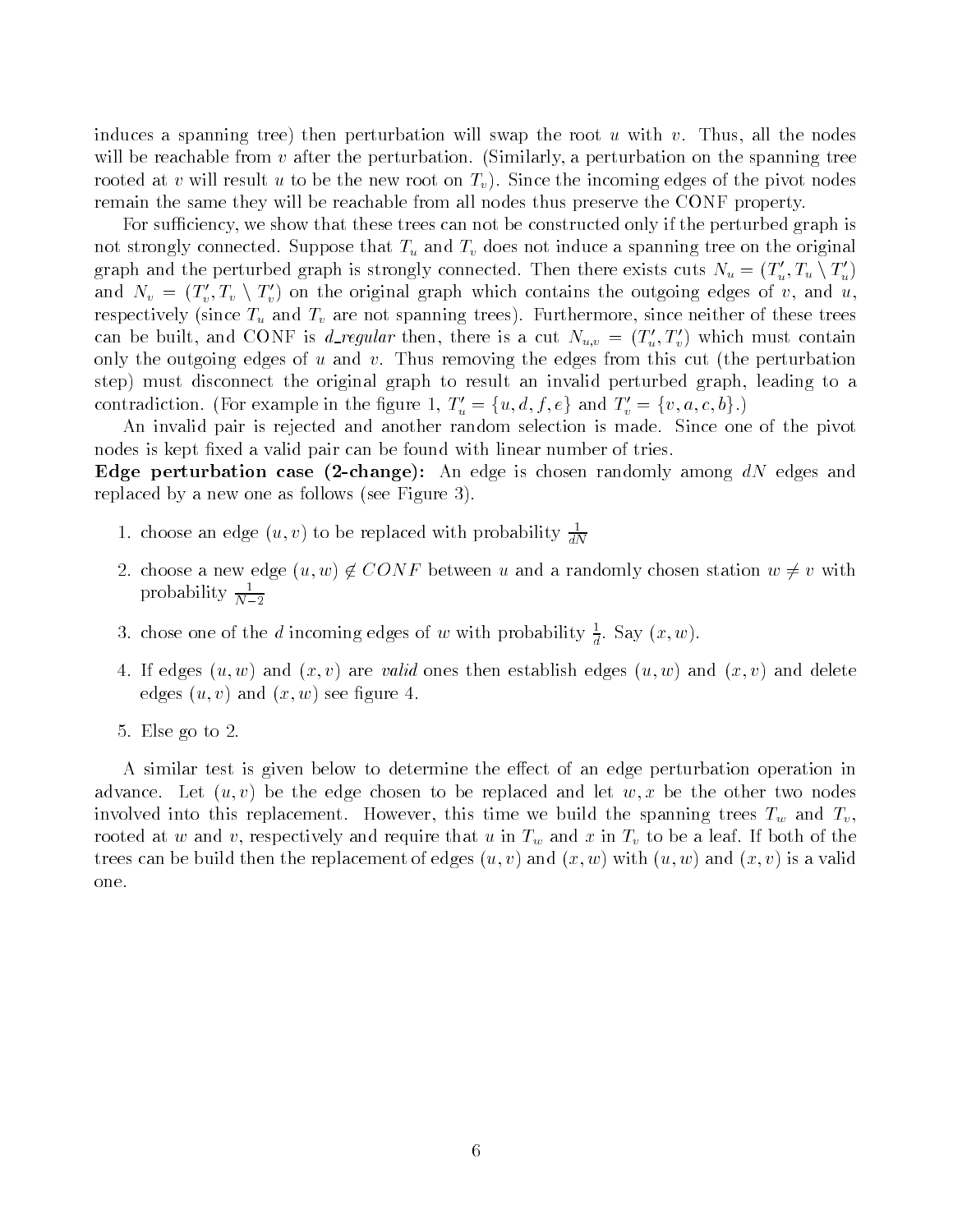induces a spanning tree) then perturbation will swap the root $u$ with $v$. Thus, all the nodes will be reachable from $v$ after the perturbation. (Similarly, a perturbation on the spanning tree rooted at $v$ will result $u$ to be the new root on $T_v$). Since the incoming edges of the pivot nodes remain the same they will be reachable from all nodes thus preserve the CONF property.

For sufficiency, we show that these trees can not be constructed only if the perturbed graph is not strongly connected. Suppose that $T_u$ and $T_v$ does not induce a spanning tree on the original graph and the perturbed graph is strongly connected. Then there exists cuts $N_u = (T'_u, T_u \setminus T'_u)$ and $N_v = (T'_v, T_v \setminus T'_v)$ on the original graph which contains the outgoing edges of $v$, and $u$, respectively (since $T_u$ and $T_v$ are not spanning trees). Furthermore, since neither of these trees can be built, and CONF is *d_regular* then, there is a cut $N_{u,v} = (T'_u, T'_v)$ which must contain only the outgoing edges of $u$ and $v$. Thus removing the edges from this cut (the perturbation step) must disconnect the original graph to result an invalid perturbed graph, leading to a contradiction. (For example in the figure 1, $T'_u = \{u, d, f, e\}$ and $T'_v = \{v, a, c, b\}$.)

An invalid pair is rejected and another random selection is made. Since one of the pivot nodes is kept fixed a valid pair can be found with linear number of tries.

**Edge perturbation case (2-change):** An edge is chosen randomly among $dN$ edges and replaced by a new one as follows (see Figure 3).

1. choose an edge $(u, v)$ to be replaced with probability $\frac{1}{dN}$
2. choose a new edge $(u, w) \notin CONF$ between $u$ and a randomly chosen station $w \neq v$ with probability $\frac{1}{N-2}$
3. chose one of the $d$ incoming edges of $w$ with probability $\frac{1}{d}$. Say $(x, w)$.
4. If edges $(u, w)$ and $(x, v)$ are *valid* ones then establish edges $(u, w)$ and $(x, v)$ and delete edges $(u, v)$ and $(x, w)$ see figure 4.
5. Else go to 2.

A similar test is given below to determine the effect of an edge perturbation operation in advance. Let $(u, v)$ be the edge chosen to be replaced and let $w, x$ be the other two nodes involved into this replacement. However, this time we build the spanning trees $T_w$ and $T_v$, rooted at $w$ and $v$, respectively and require that $u$ in $T_w$ and $x$ in $T_v$ to be a leaf. If both of the trees can be build then the replacement of edges $(u, v)$ and $(x, w)$ with $(u, w)$ and $(x, v)$ is a valid one.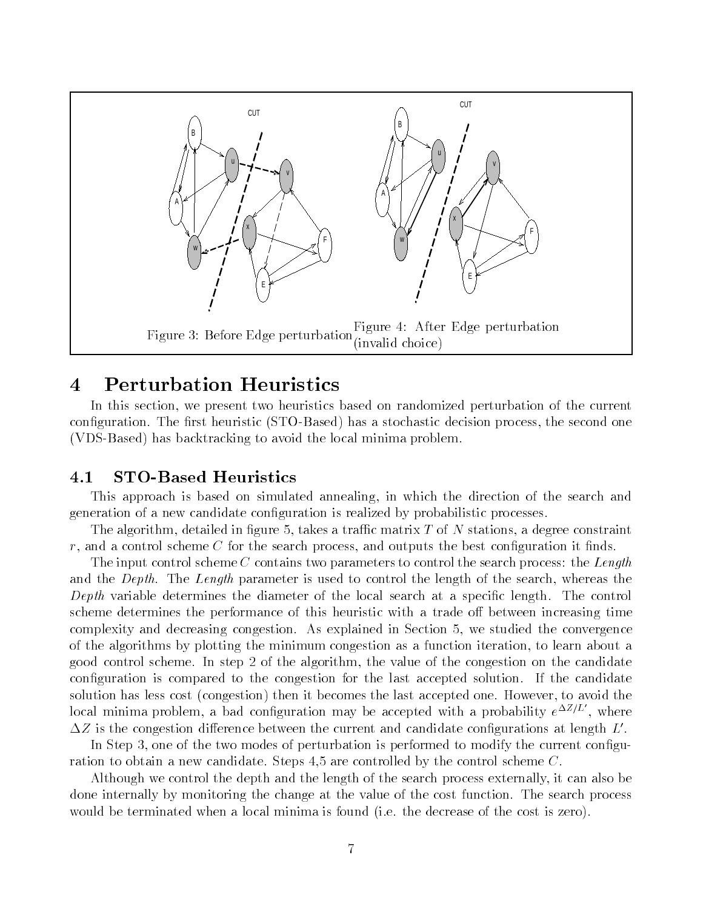CUT

B

u

v

A

x

F

w

E

CUT

B

u

v

A

x

F

w

E

Figure 3: Before Edge perturbation

Figure 4: After Edge perturbation (invalid choice)

# 4 Perturbation Heuristics

In this section, we present two heuristics based on randomized perturbation of the current configuration. The first heuristic (STO-Based) has a stochastic decision process, the second one (VDS-Based) has backtracking to avoid the local minima problem.

## 4.1 STO-Based Heuristics

This approach is based on simulated annealing, in which the direction of the search and generation of a new candidate configuration is realized by probabilistic processes.

The algorithm, detailed in figure 5, takes a traffic matrix $T$ of $N$ stations, a degree constraint $r$, and a control scheme $C$ for the search process, and outputs the best configuration it finds.

The input control scheme $C$ contains two parameters to control the search process: the *Length* and the *Depth*. The *Length* parameter is used to control the length of the search, whereas the *Depth* variable determines the diameter of the local search at a specific length. The control scheme determines the performance of this heuristic with a trade off between increasing time complexity and decreasing congestion. As explained in Section 5, we studied the convergence of the algorithms by plotting the minimum congestion as a function iteration, to learn about a good control scheme. In step 2 of the algorithm, the value of the congestion on the candidate configuration is compared to the congestion for the last accepted solution. If the candidate solution has less cost (congestion) then it becomes the last accepted one. However, to avoid the local minima problem, a bad configuration may be accepted with a probability $e^{\Delta Z/L'}$, where $\Delta Z$ is the congestion difference between the current and candidate configurations at length $L'$.

In Step 3, one of the two modes of perturbation is performed to modify the current configuration to obtain a new candidate. Steps 4,5 are controlled by the control scheme $C$.

Although we control the depth and the length of the search process externally, it can also be done internally by monitoring the change at the value of the cost function. The search process would be terminated when a local minima is found (i.e. the decrease of the cost is zero).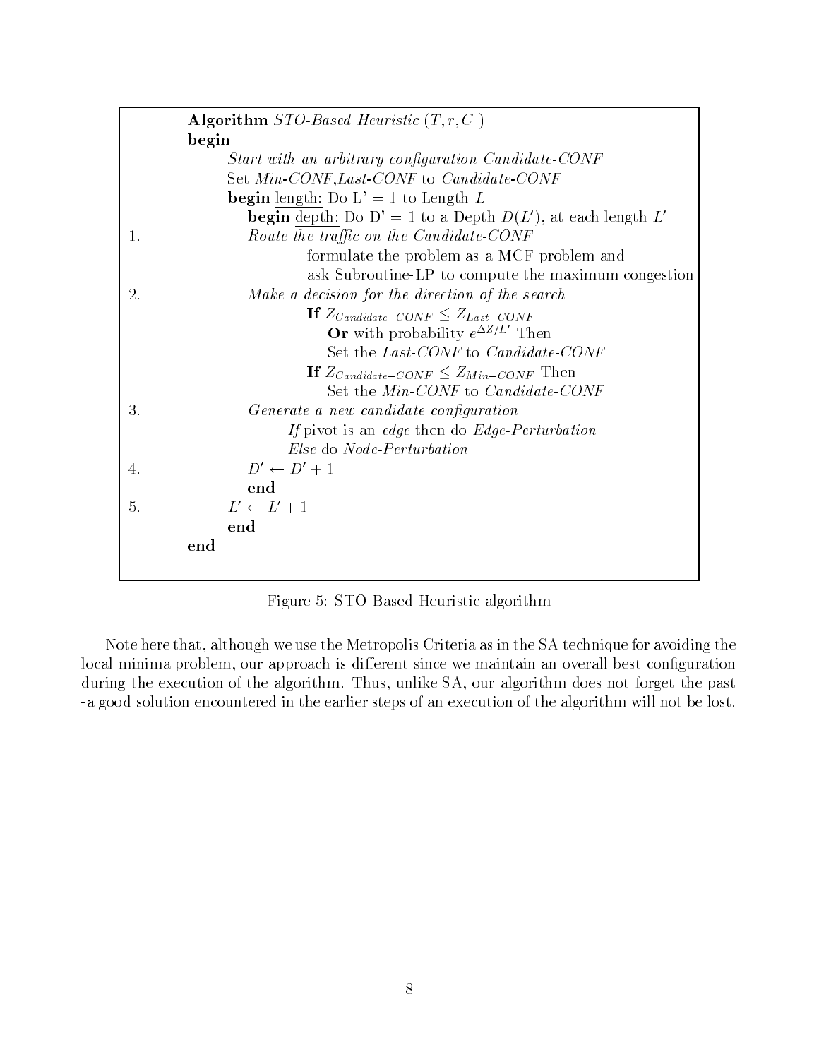```
        Algorithm STO-Based Heuristic (T, r, C )
        begin
              Start with an arbitrary configuration Candidate-CONF
              Set Min-CONF,Last-CONF to Candidate-CONF
              begin length: Do L' = 1 to Length L
                 begin depth: Do D' = 1 to a Depth D(L'), at each length L'
1.                  Route the traffic on the Candidate-CONF
                           formulate the problem as a MCF problem and
                           ask Subroutine-LP to compute the maximum congestion
2.                  Make a decision for the direction of the search
                           If Z_{Candidate-CONF} ≤ Z_{Last-CONF}
                              Or with probability e^{ΔZ/L'} Then
                              Set the Last-CONF to Candidate-CONF
                           If Z_{Candidate-CONF} ≤ Z_{Min-CONF} Then
                              Set the Min-CONF to Candidate-CONF
3.                  Generate a new candidate configuration
                          If pivot is an edge then do Edge-Perturbation
                          Else do Node-Perturbation
4.                  D' ← D' + 1
                    end
5.               L' ← L' + 1
              end
        end
```

Figure 5: STO-Based Heuristic algorithm

Note here that, although we use the Metropolis Criteria as in the SA technique for avoiding the local minima problem, our approach is different since we maintain an overall best configuration during the execution of the algorithm. Thus, unlike SA, our algorithm does not forget the past -a good solution encountered in the earlier steps of an execution of the algorithm will not be lost.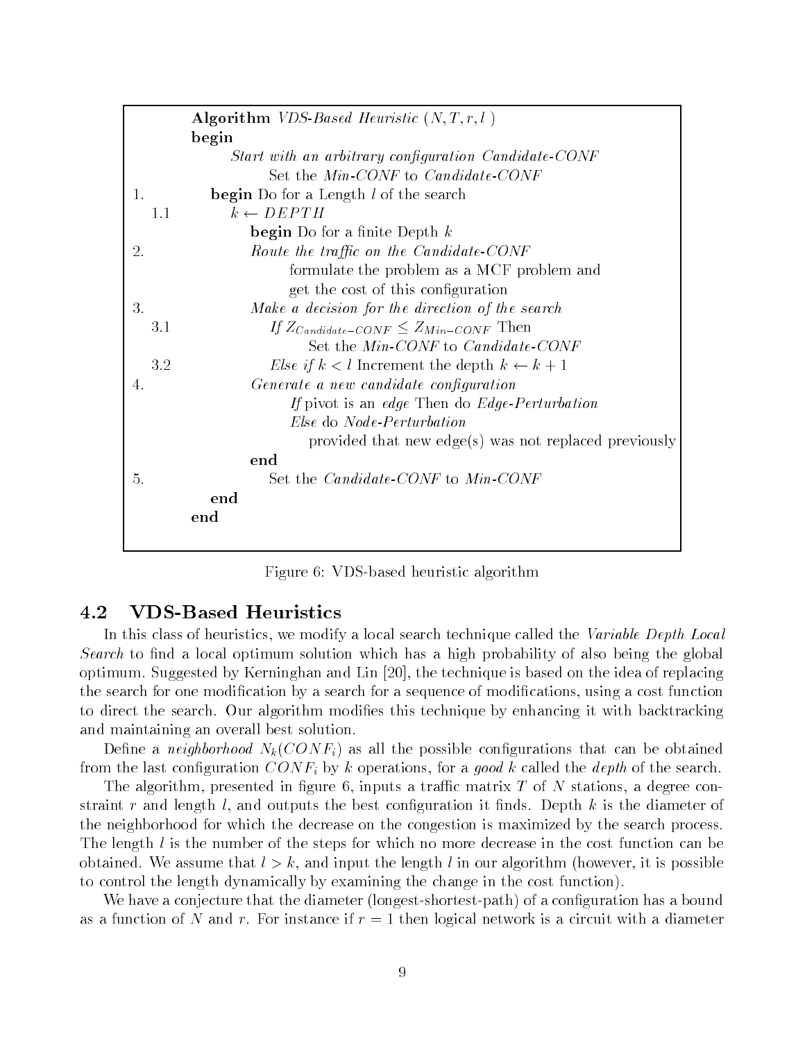```
        Algorithm VDS-Based Heuristic (N, T, r, l )
        begin
            Start with an arbitrary configuration Candidate-CONF
                Set the Min-CONF to Candidate-CONF
1.          begin Do for a Length l of the search
  1.1           k ← DEPTH
                begin Do for a finite Depth k
2.                  Route the traffic on the Candidate-CONF
                        formulate the problem as a MCF problem and
                        get the cost of this configuration
3.                  Make a decision for the direction of the search
  3.1                   If Z_{Candidate-CONF} ≤ Z_{Min-CONF} Then
                            Set the Min-CONF to Candidate-CONF
  3.2                   Else if k < l Increment the depth k ← k + 1
4.                  Generate a new candidate configuration
                        If pivot is an edge Then do Edge-Perturbation
                        Else do Node-Perturbation
                            provided that new edge(s) was not replaced previously
                end
5.                  Set the Candidate-CONF to Min-CONF
            end
        end
```

Figure 6: VDS-based heuristic algorithm

## 4.2 VDS-Based Heuristics

In this class of heuristics, we modify a local search technique called the *Variable Depth Local Search* to find a local optimum solution which has a high probability of also being the global optimum. Suggested by Kerninghan and Lin [20], the technique is based on the idea of replacing the search for one modification by a search for a sequence of modifications, using a cost function to direct the search. Our algorithm modifies this technique by enhancing it with backtracking and maintaining an overall best solution.

Define a *neighborhood* $N_k(CONF_i)$ as all the possible configurations that can be obtained from the last configuration $CONF_i$ by $k$ operations, for a *good* $k$ called the *depth* of the search.

The algorithm, presented in figure 6, inputs a traffic matrix $T$ of $N$ stations, a degree constraint $r$ and length $l$, and outputs the best configuration it finds. Depth $k$ is the diameter of the neighborhood for which the decrease on the congestion is maximized by the search process. The length $l$ is the number of the steps for which no more decrease in the cost function can be obtained. We assume that $l > k$, and input the length $l$ in our algorithm (however, it is possible to control the length dynamically by examining the change in the cost function).

We have a conjecture that the diameter (longest-shortest-path) of a configuration has a bound as a function of $N$ and $r$. For instance if $r = 1$ then logical network is a circuit with a diameter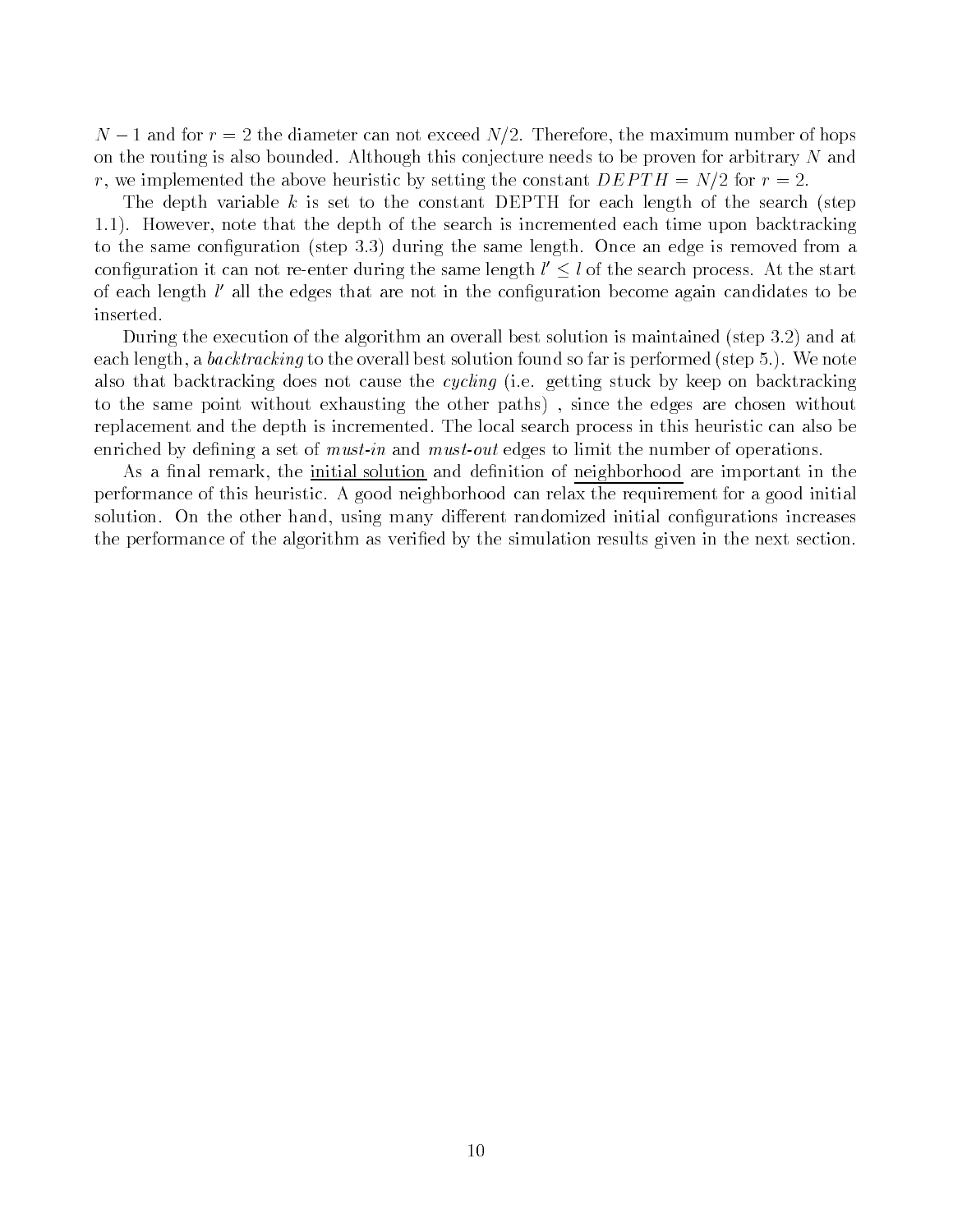$N-1$ and for $r = 2$ the diameter can not exceed $N/2$. Therefore, the maximum number of hops on the routing is also bounded. Although this conjecture needs to be proven for arbitrary $N$ and $r$, we implemented the above heuristic by setting the constant $DEPTH = N/2$ for $r = 2$.

The depth variable $k$ is set to the constant DEPTH for each length of the search (step 1.1). However, note that the depth of the search is incremented each time upon backtracking to the same configuration (step 3.3) during the same length. Once an edge is removed from a configuration it can not re-enter during the same length $l' \leq l$ of the search process. At the start of each length $l'$ all the edges that are not in the configuration become again candidates to be inserted.

During the execution of the algorithm an overall best solution is maintained (step 3.2) and at each length, a *backtracking* to the overall best solution found so far is performed (step 5.). We note also that backtracking does not cause the *cycling* (i.e. getting stuck by keep on backtracking to the same point without exhausting the other paths) , since the edges are chosen without replacement and the depth is incremented. The local search process in this heuristic can also be enriched by defining a set of *must-in* and *must-out* edges to limit the number of operations.

As a final remark, the <u>initial solution</u> and definition of <u>neighborhood</u> are important in the performance of this heuristic. A good neighborhood can relax the requirement for a good initial solution. On the other hand, using many different randomized initial configurations increases the performance of the algorithm as verified by the simulation results given in the next section.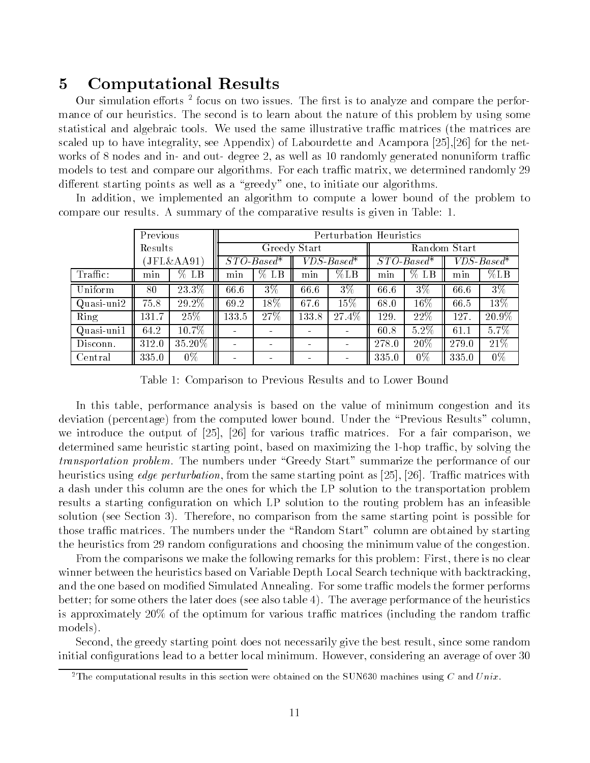## 5 Computational Results

Our simulation efforts [2] focus on two issues. The first is to analyze and compare the performance of our heuristics. The second is to learn about the nature of this problem by using some statistical and algebraic tools. We used the same illustrative traffic matrices (the matrices are scaled up to have integrality, see Appendix) of Labourdette and Acampora [25],[26] for the networks of 8 nodes and in- and out- degree 2, as well as 10 randomly generated nonuniform traffic models to test and compare our algorithms. For each traffic matrix, we determined randomly 29 different starting points as well as a "greedy" one, to initiate our algorithms.

In addition, we implemented an algorithm to compute a lower bound of the problem to compare our results. A summary of the comparative results is given in Table: 1.

| | Previous Results (JFL&AA91) | | Perturbation Heuristics | | | | | | | |
|---|---|---|---|---|---|---|---|---|---|---|
| | | | Greedy Start | | | | Random Start | | | |
| | | | *STO-Based\** | | *VDS-Based\** | | *STO-Based\** | | *VDS-Based\** | |
| Traffic: | min | % LB | min | % LB | min | %LB | min | % LB | min | %LB |
| Uniform | 80 | 23.3% | 66.6 | 3% | 66.6 | 3% | 66.6 | 3% | 66.6 | 3% |
| Quasi-uni2 | 75.8 | 29.2% | 69.2 | 18% | 67.6 | 15% | 68.0 | 16% | 66.5 | 13% |
| Ring | 131.7 | 25% | 133.5 | 27% | 133.8 | 27.4% | 129. | 22% | 127. | 20.9% |
| Quasi-uni1 | 64.2 | 10.7% | - | - | - | - | 60.8 | 5.2% | 61.1 | 5.7% |
| Disconn. | 312.0 | 35.20% | - | - | - | - | 278.0 | 20% | 279.0 | 21% |
| Central | 335.0 | 0% | - | - | - | - | 335.0 | 0% | 335.0 | 0% |

Table 1: Comparison to Previous Results and to Lower Bound

In this table, performance analysis is based on the value of minimum congestion and its deviation (percentage) from the computed lower bound. Under the "Previous Results" column, we introduce the output of [25], [26] for various traffic matrices. For a fair comparison, we determined same heuristic starting point, based on maximizing the 1-hop traffic, by solving the *transportation problem*. The numbers under "Greedy Start" summarize the performance of our heuristics using *edge perturbation*, from the same starting point as [25], [26]. Traffic matrices with a dash under this column are the ones for which the LP solution to the transportation problem results a starting configuration on which LP solution to the routing problem has an infeasible solution (see Section 3). Therefore, no comparison from the same starting point is possible for those traffic matrices. The numbers under the "Random Start" column are obtained by starting the heuristics from 29 random configurations and choosing the minimum value of the congestion.

From the comparisons we make the following remarks for this problem: First, there is no clear winner between the heuristics based on Variable Depth Local Search technique with backtracking, and the one based on modified Simulated Annealing. For some traffic models the former performs better; for some others the later does (see also table 4). The average performance of the heuristics is approximately 20% of the optimum for various traffic matrices (including the random traffic models).

Second, the greedy starting point does not necessarily give the best result, since some random initial configurations lead to a better local minimum. However, considering an average of over 30

[2] The computational results in this section were obtained on the SUN630 machines using *C* and *Unix*.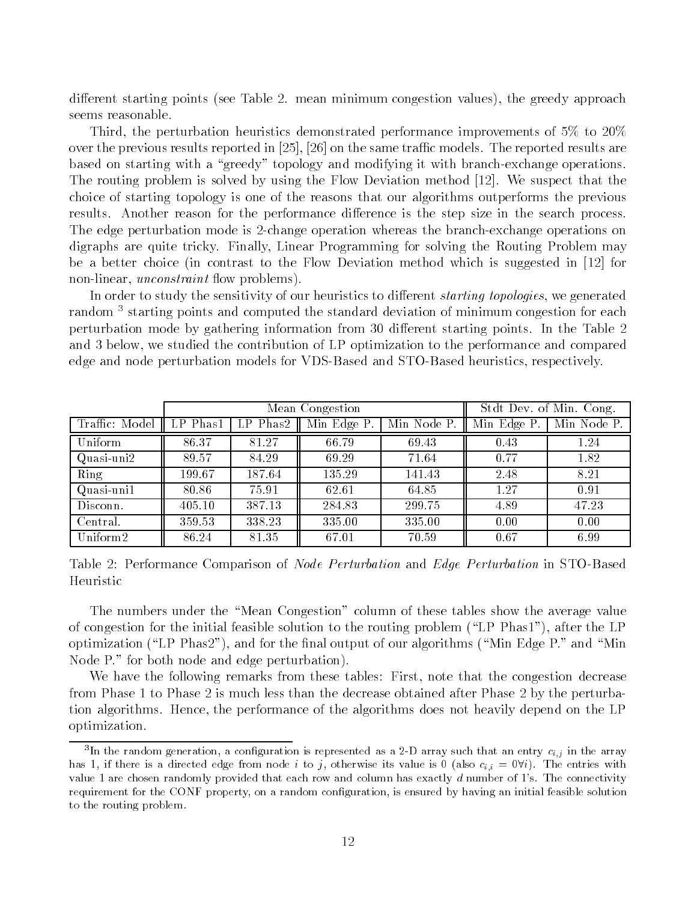different starting points (see Table 2. mean minimum congestion values), the greedy approach seems reasonable.

Third, the perturbation heuristics demonstrated performance improvements of 5% to 20% over the previous results reported in [25], [26] on the same traffic models. The reported results are based on starting with a "greedy" topology and modifying it with branch-exchange operations. The routing problem is solved by using the Flow Deviation method [12]. We suspect that the choice of starting topology is one of the reasons that our algorithms outperforms the previous results. Another reason for the performance difference is the step size in the search process. The edge perturbation mode is 2-change operation whereas the branch-exchange operations on digraphs are quite tricky. Finally, Linear Programming for solving the Routing Problem may be a better choice (in contrast to the Flow Deviation method which is suggested in [12] for non-linear, *unconstraint* flow problems).

In order to study the sensitivity of our heuristics to different *starting topologies*, we generated random [3] starting points and computed the standard deviation of minimum congestion for each perturbation mode by gathering information from 30 different starting points. In the Table 2 and 3 below, we studied the contribution of LP optimization to the performance and compared edge and node perturbation models for VDS-Based and STO-Based heuristics, respectively.

| | Mean Congestion | | | | Stdt Dev. of Min. Cong. | |
|---|---|---|---|---|---|---|
| Traffic: Model | LP Phas1 | LP Phas2 | Min Edge P. | Min Node P. | Min Edge P. | Min Node P. |
| Uniform | 86.37 | 81.27 | 66.79 | 69.43 | 0.43 | 1.24 |
| Quasi-uni2 | 89.57 | 84.29 | 69.29 | 71.64 | 0.77 | 1.82 |
| Ring | 199.67 | 187.64 | 135.29 | 141.43 | 2.48 | 8.21 |
| Quasi-uni1 | 80.86 | 75.91 | 62.61 | 64.85 | 1.27 | 0.91 |
| Disconn. | 405.10 | 387.13 | 284.83 | 299.75 | 4.89 | 47.23 |
| Central. | 359.53 | 338.23 | 335.00 | 335.00 | 0.00 | 0.00 |
| Uniform2 | 86.24 | 81.35 | 67.01 | 70.59 | 0.67 | 6.99 |

Table 2: Performance Comparison of *Node Perturbation* and *Edge Perturbation* in STO-Based Heuristic

The numbers under the "Mean Congestion" column of these tables show the average value of congestion for the initial feasible solution to the routing problem ("LP Phas1"), after the LP optimization ("LP Phas2"), and for the final output of our algorithms ("Min Edge P." and "Min Node P." for both node and edge perturbation).

We have the following remarks from these tables: First, note that the congestion decrease from Phase 1 to Phase 2 is much less than the decrease obtained after Phase 2 by the perturbation algorithms. Hence, the performance of the algorithms does not heavily depend on the LP optimization.

[3] In the random generation, a configuration is represented as a 2-D array such that an entry $c_{i,j}$ in the array has 1, if there is a directed edge from node $i$ to $j$, otherwise its value is 0 (also $c_{i,i} = 0 \forall i$). The entries with value 1 are chosen randomly provided that each row and column has exactly $d$ number of 1's. The connectivity requirement for the CONF property, on a random configuration, is ensured by having an initial feasible solution to the routing problem.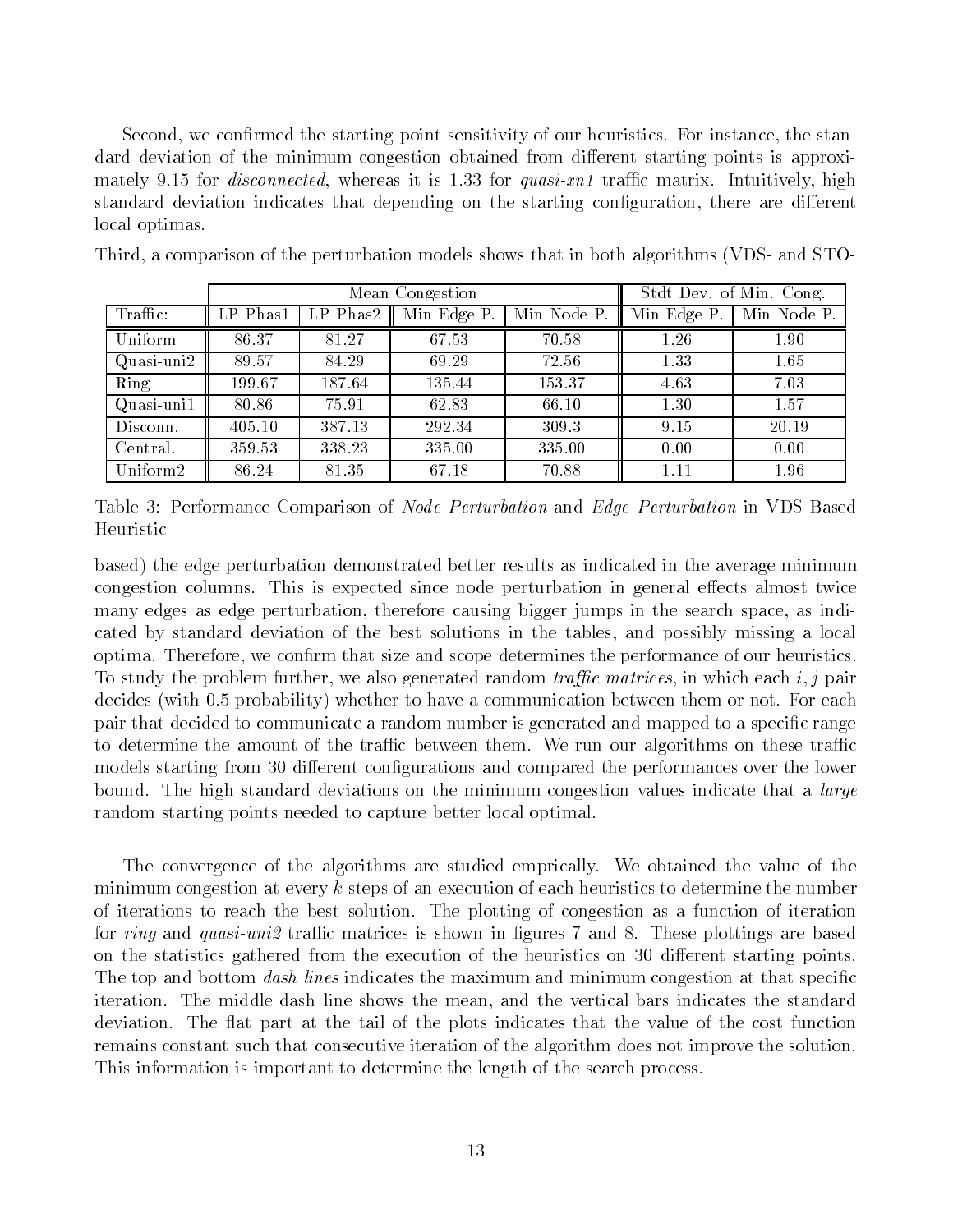Second, we confirmed the starting point sensitivity of our heuristics. For instance, the standard deviation of the minimum congestion obtained from different starting points is approximately 9.15 for *disconnected*, whereas it is 1.33 for *quasi-xn1* traffic matrix. Intuitively, high standard deviation indicates that depending on the starting configuration, there are different local optimas.

Third, a comparison of the perturbation models shows that in both algorithms (VDS- and STO-based) the edge perturbation demonstrated better results as indicated in the average minimum congestion columns. This is expected since node perturbation in general effects almost twice many edges as edge perturbation, therefore causing bigger jumps in the search space, as indicated by standard deviation of the best solutions in the tables, and possibly missing a local optima. Therefore, we confirm that size and scope determines the performance of our heuristics. To study the problem further, we also generated random *traffic matrices*, in which each $i, j$ pair decides (with 0.5 probability) whether to have a communication between them or not. For each pair that decided to communicate a random number is generated and mapped to a specific range to determine the amount of the traffic between them. We run our algorithms on these traffic models starting from 30 different configurations and compared the performances over the lower bound. The high standard deviations on the minimum congestion values indicate that a *large* random starting points needed to capture better local optimal.

| | Mean Congestion | | | | Stdt Dev. of Min. Cong. | |
|---|---|---|---|---|---|---|
| Traffic: | LP Phas1 | LP Phas2 | Min Edge P. | Min Node P. | Min Edge P. | Min Node P. |
| Uniform | 86.37 | 81.27 | 67.53 | 70.58 | 1.26 | 1.90 |
| Quasi-uni2 | 89.57 | 84.29 | 69.29 | 72.56 | 1.33 | 1.65 |
| Ring | 199.67 | 187.64 | 135.44 | 153.37 | 4.63 | 7.03 |
| Quasi-uni1 | 80.86 | 75.91 | 62.83 | 66.10 | 1.30 | 1.57 |
| Disconn. | 405.10 | 387.13 | 292.34 | 309.3 | 9.15 | 20.19 |
| Central. | 359.53 | 338.23 | 335.00 | 335.00 | 0.00 | 0.00 |
| Uniform2 | 86.24 | 81.35 | 67.18 | 70.88 | 1.11 | 1.96 |

Table 3: Performance Comparison of *Node Perturbation* and *Edge Perturbation* in VDS-Based Heuristic

The convergence of the algorithms are studied emprically. We obtained the value of the minimum congestion at every $k$ steps of an execution of each heuristics to determine the number of iterations to reach the best solution. The plotting of congestion as a function of iteration for *ring* and *quasi-uni2* traffic matrices is shown in figures 7 and 8. These plottings are based on the statistics gathered from the execution of the heuristics on 30 different starting points. The top and bottom *dash lines* indicates the maximum and minimum congestion at that specific iteration. The middle dash line shows the mean, and the vertical bars indicates the standard deviation. The flat part at the tail of the plots indicates that the value of the cost function remains constant such that consecutive iteration of the algorithm does not improve the solution. This information is important to determine the length of the search process.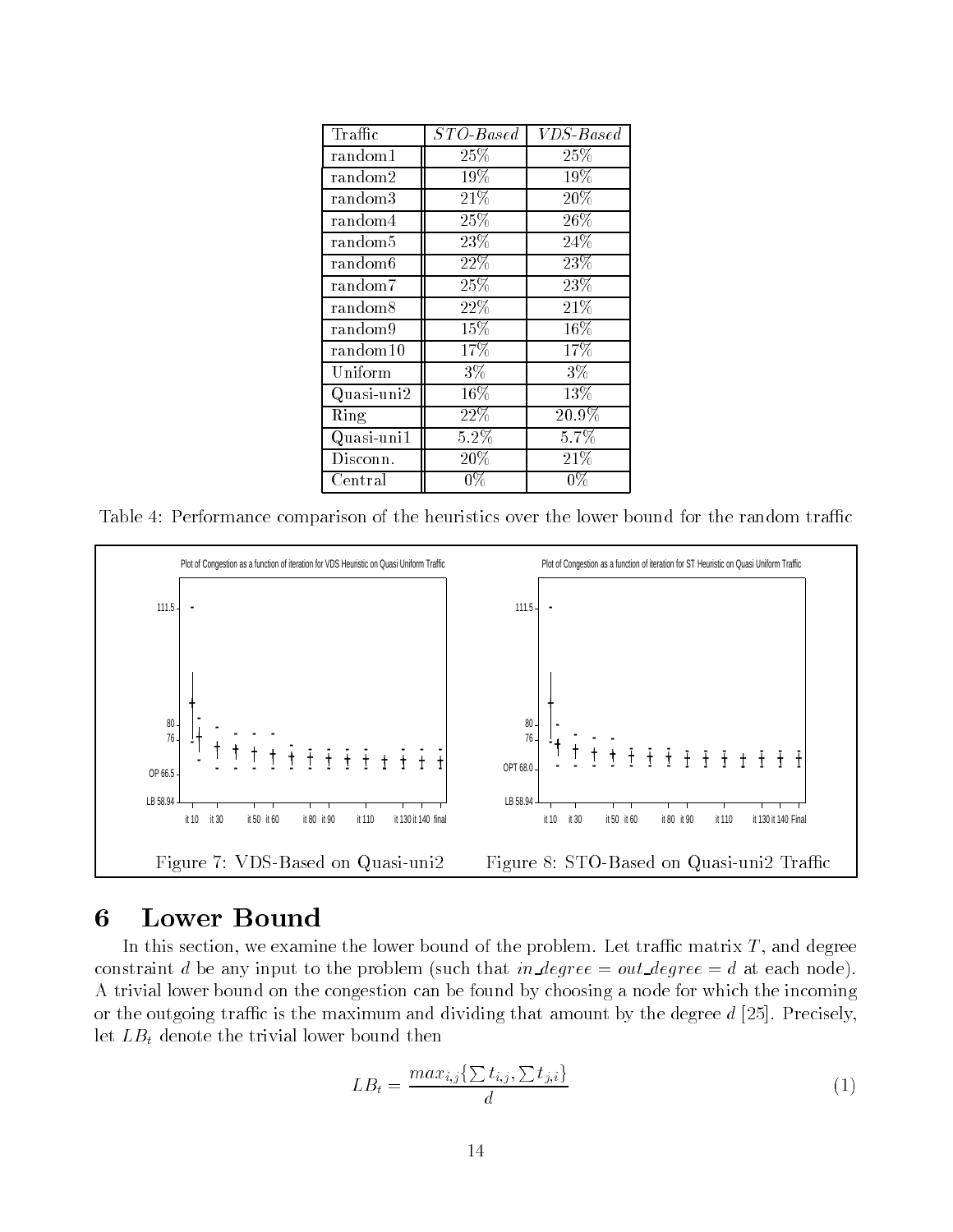| Traffic | *STO-Based* | *VDS-Based* |
|---|---|---|
| random1 | 25% | 25% |
| random2 | 19% | 19% |
| random3 | 21% | 20% |
| random4 | 25% | 26% |
| random5 | 23% | 24% |
| random6 | 22% | 23% |
| random7 | 25% | 23% |
| random8 | 22% | 21% |
| random9 | 15% | 16% |
| random10 | 17% | 17% |
| Uniform | 3% | 3% |
| Quasi-uni2 | 16% | 13% |
| Ring | 22% | 20.9% |
| Quasi-uni1 | 5.2% | 5.7% |
| Disconn. | 20% | 21% |
| Central | 0% | 0% |

Table 4: Performance comparison of the heuristics over the lower bound for the random traffic

Plot of Congestion as a function of iteration for VDS Heuristic on Quasi Uniform Traffic

111.5
80
76
OP 66.5
LB 58.94
it 10 it 30 it 50 it 60 it 80 it 90 it 110 it 130 it 140 final

Figure 7: VDS-Based on Quasi-uni2

Plot of Congestion as a function of iteration for ST Heuristic on Quasi Uniform Traffic

111.5
80
76
OPT 68.0
LB 58.94
it 10 it 30 it 50 it 60 it 80 it 90 it 110 it 130 it 140 Final

Figure 8: STO-Based on Quasi-uni2 Traffic

# 6 Lower Bound

In this section, we examine the lower bound of the problem. Let traffic matrix $T$, and degree constraint $d$ be any input to the problem (such that $in\_degree = out\_degree = d$ at each node). A trivial lower bound on the congestion can be found by choosing a node for which the incoming or the outgoing traffic is the maximum and dividing that amount by the degree $d$ [25]. Precisely, let $LB_t$ denote the trivial lower bound then

$$LB_t = \frac{max_{i,j}\{\sum t_{i,j}, \sum t_{j,i}\}}{d} \tag{1}$$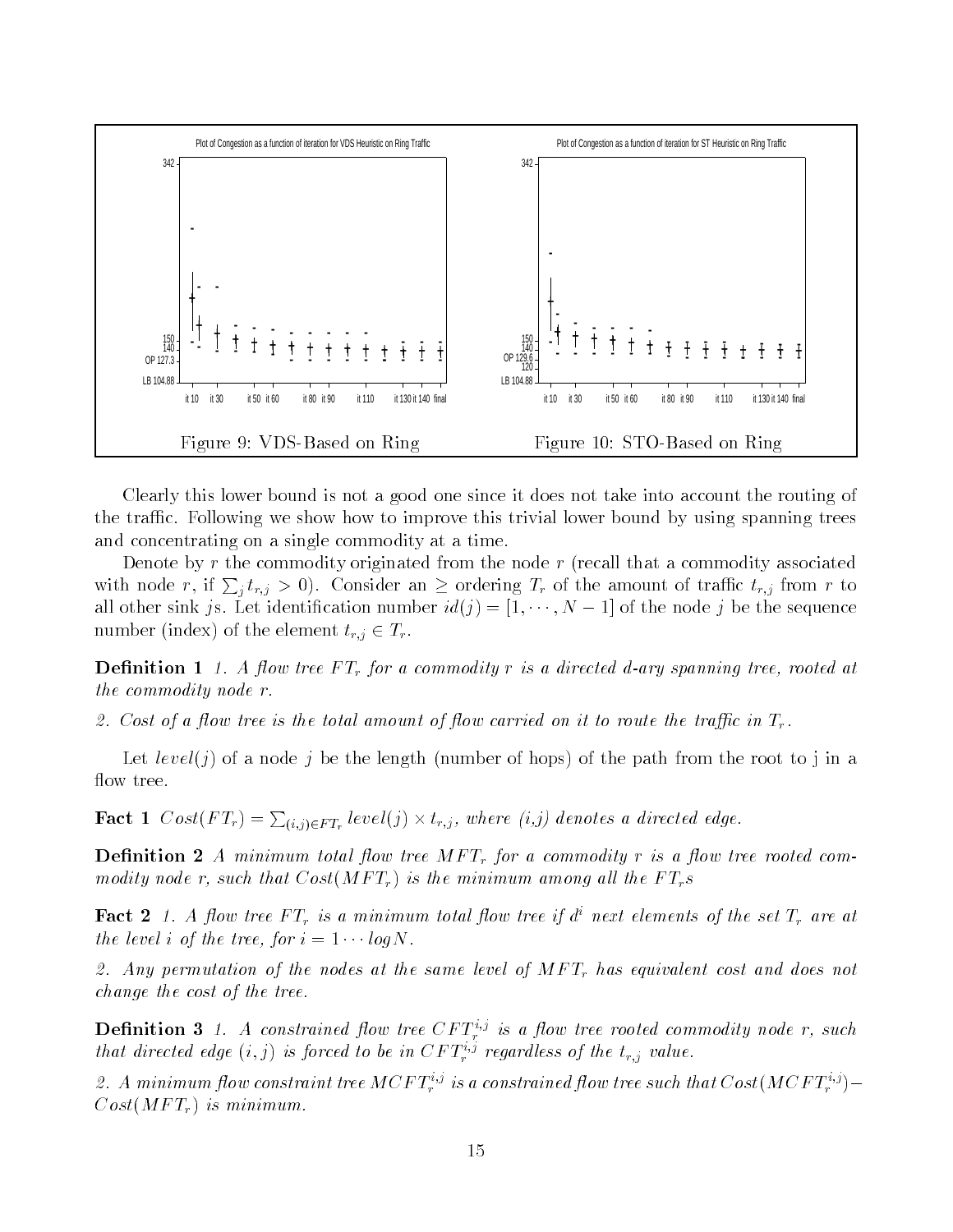Plot of Congestion as a function of iteration for VDS Heuristic on Ring Traffic

342
150
140
OP 127.3
LB 104.88

it 10 it 30 it 50 it 60 it 80 it 90 it 110 it 130 it 140 final

Figure 9: VDS-Based on Ring

Plot of Congestion as a function of iteration for ST Heuristic on Ring Traffic

342
150
140
OP 129.6
120
LB 104.88

it 10 it 30 it 50 it 60 it 80 it 90 it 110 it 130 it 140 final

Figure 10: STO-Based on Ring

Clearly this lower bound is not a good one since it does not take into account the routing of the traffic. Following we show how to improve this trivial lower bound by using spanning trees and concentrating on a single commodity at a time.

Denote by $r$ the commodity originated from the node $r$ (recall that a commodity associated with node $r$, if $\sum_j t_{r,j} > 0$). Consider an $\geq$ ordering $T_r$ of the amount of traffic $t_{r,j}$ from $r$ to all other sink $j$s. Let identification number $id(j) = [1, \cdots, N-1]$ of the node $j$ be the sequence number (index) of the element $t_{r,j} \in T_r$.

**Definition 1** *1. A flow tree $FT_r$ for a commodity $r$ is a directed d-ary spanning tree, rooted at the commodity node $r$.*

*2. Cost of a flow tree is the total amount of flow carried on it to route the traffic in $T_r$.*

Let $level(j)$ of a node $j$ be the length (number of hops) of the path from the root to j in a flow tree.

**Fact 1** *$Cost(FT_r) = \sum_{(i,j) \in FT_r} level(j) \times t_{r,j}$, where (i,j) denotes a directed edge.*

**Definition 2** *A minimum total flow tree $MFT_r$ for a commodity $r$ is a flow tree rooted commodity node $r$, such that $Cost(MFT_r)$ is the minimum among all the $FT_r$s*

**Fact 2** *1. A flow tree $FT_r$ is a minimum total flow tree if $d^i$ next elements of the set $T_r$ are at the level $i$ of the tree, for $i = 1 \cdots logN$.*

*2. Any permutation of the nodes at the same level of $MFT_r$ has equivalent cost and does not change the cost of the tree.*

**Definition 3** *1. A constrained flow tree $CFT_r^{i,j}$ is a flow tree rooted commodity node $r$, such that directed edge $(i, j)$ is forced to be in $CFT_r^{i,j}$ regardless of the $t_{r,j}$ value.*

*2. A minimum flow constraint tree $MCFT_r^{i,j}$ is a constrained flow tree such that $Cost(MCFT_r^{i,j}) - Cost(MFT_r)$ is minimum.*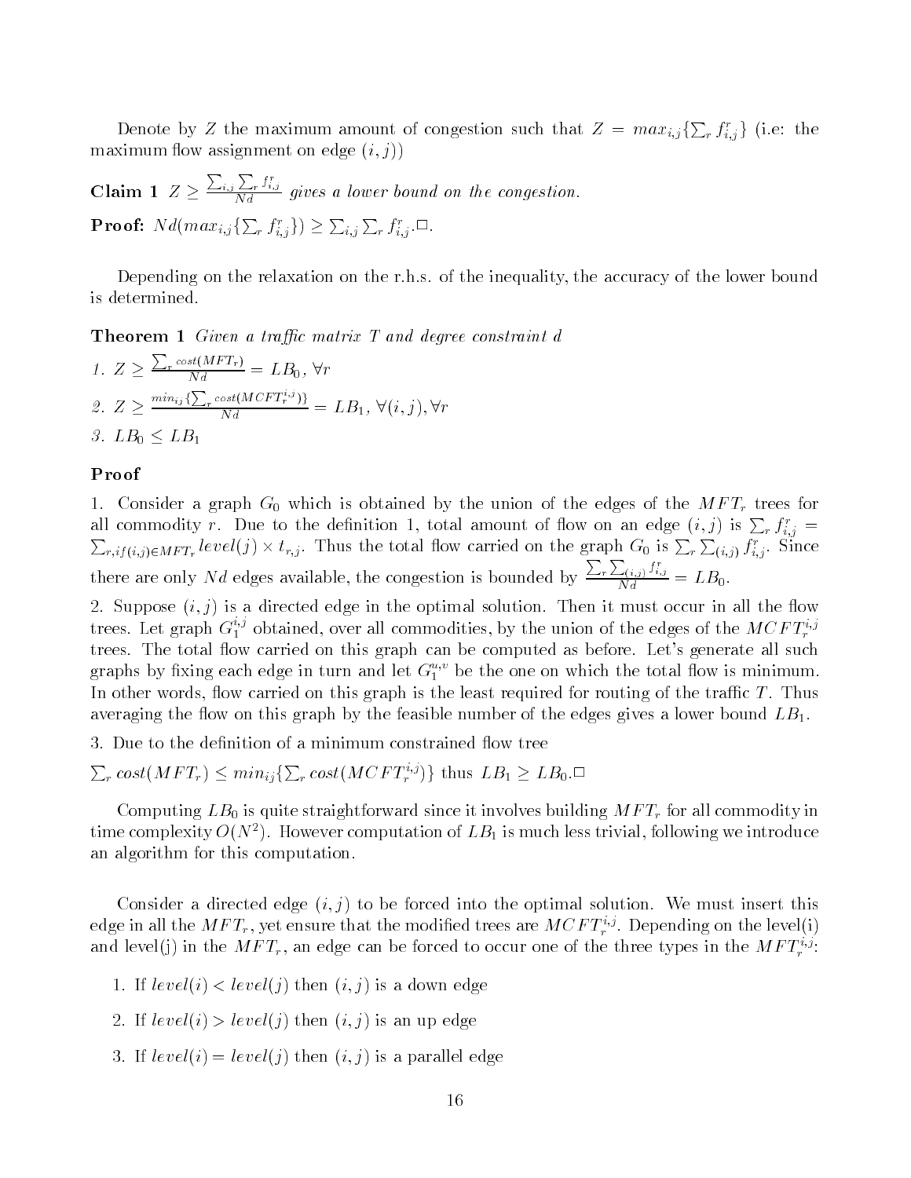Denote by $Z$ the maximum amount of congestion such that $Z = max_{i,j}\{\sum_r f^r_{i,j}\}$ (i.e: the maximum flow assignment on edge $(i,j)$)

**Claim 1** *$Z \geq \frac{\sum_{i,j}\sum_r f^r_{i,j}}{Nd}$ gives a lower bound on the congestion.*

**Proof:** $Nd(max_{i,j}\{\sum_r f^r_{i,j}\}) \geq \sum_{i,j}\sum_r f^r_{i,j}$.$\Box$.

Depending on the relaxation on the r.h.s. of the inequality, the accuracy of the lower bound is determined.

**Theorem 1** *Given a traffic matrix $T$ and degree constraint $d$*

1. $Z \geq \frac{\sum_r cost(MFT_r)}{Nd} = LB_0$, $\forall r$
2. $Z \geq \frac{min_{ij}\{\sum_r cost(MCFT^{i,j}_r)\}}{Nd} = LB_1$, $\forall(i,j), \forall r$
3. $LB_0 \leq LB_1$

**Proof**

1. Consider a graph $G_0$ which is obtained by the union of the edges of the $MFT_r$ trees for all commodity $r$. Due to the definition 1, total amount of flow on an edge $(i,j)$ is $\sum_r f^r_{i,j} = \sum_{r, if(i,j) \in MFT_r} level(j) \times t_{r,j}$. Thus the total flow carried on the graph $G_0$ is $\sum_r \sum_{(i,j)} f^r_{i,j}$. Since there are only $Nd$ edges available, the congestion is bounded by $\frac{\sum_r \sum_{(i,j)} f^r_{i,j}}{Nd} = LB_0$.

2. Suppose $(i,j)$ is a directed edge in the optimal solution. Then it must occur in all the flow trees. Let graph $G^{i,j}_1$ obtained, over all commodities, by the union of the edges of the $MCFT^{i,j}_r$ trees. The total flow carried on this graph can be computed as before. Let's generate all such graphs by fixing each edge in turn and let $G^{u,v}_1$ be the one on which the total flow is minimum. In other words, flow carried on this graph is the least required for routing of the traffic $T$. Thus averaging the flow on this graph by the feasible number of the edges gives a lower bound $LB_1$.

3. Due to the definition of a minimum constrained flow tree
$\sum_r cost(MFT_r) \leq min_{ij}\{\sum_r cost(MCFT^{i,j}_r)\}$ thus $LB_1 \geq LB_0$.$\Box$

Computing $LB_0$ is quite straightforward since it involves building $MFT_r$ for all commodity in time complexity $O(N^2)$. However computation of $LB_1$ is much less trivial, following we introduce an algorithm for this computation.

Consider a directed edge $(i,j)$ to be forced into the optimal solution. We must insert this edge in all the $MFT_r$, yet ensure that the modified trees are $MCFT^{i,j}_r$. Depending on the level(i) and level(j) in the $MFT_r$, an edge can be forced to occur one of the three types in the $MFT^{i,j}_r$:

1. If $level(i) < level(j)$ then $(i,j)$ is a down edge
2. If $level(i) > level(j)$ then $(i,j)$ is an up edge
3. If $level(i) = level(j)$ then $(i,j)$ is a parallel edge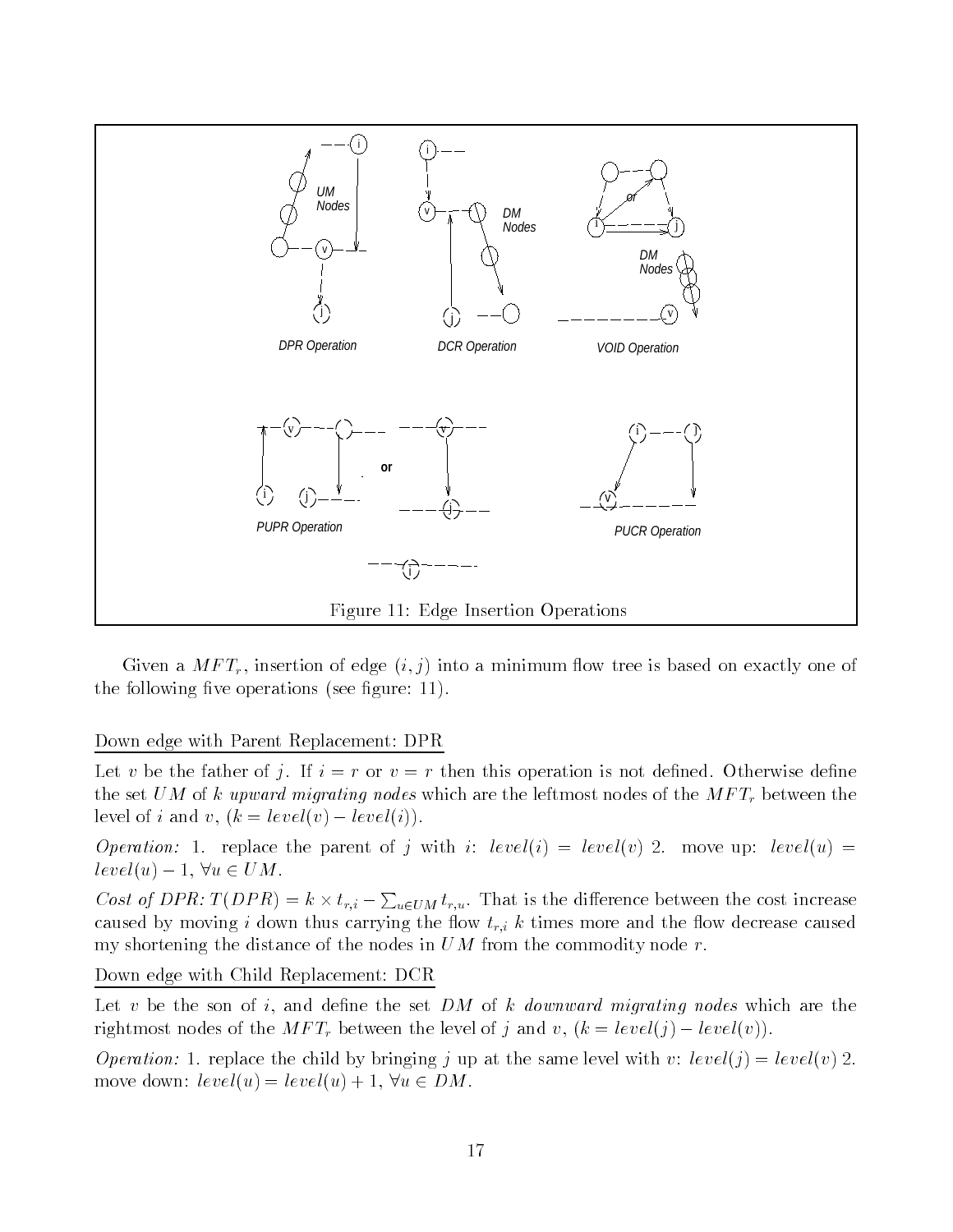DPR Operation

DCR Operation

VOID Operation

PUPR Operation

PUCR Operation

Figure 11: Edge Insertion Operations

Given a $MFT_r$, insertion of edge $(i, j)$ into a minimum flow tree is based on exactly one of the following five operations (see figure: 11).

Down edge with Parent Replacement: DPR

Let $v$ be the father of $j$. If $i = r$ or $v = r$ then this operation is not defined. Otherwise define the set $UM$ of $k$ *upward migrating nodes* which are the leftmost nodes of the $MFT_r$ between the level of $i$ and $v$, ($k = level(v) - level(i)$).

*Operation:* 1. replace the parent of $j$ with $i$: $level(i) = level(v)$ 2. move up: $level(u) = level(u) - 1$, $\forall u \in UM$.

*Cost of DPR:* $T(DPR) = k \times t_{r,i} - \sum_{u \in UM} t_{r,u}$. That is the difference between the cost increase caused by moving $i$ down thus carrying the flow $t_{r,i}$ $k$ times more and the flow decrease caused my shortening the distance of the nodes in $UM$ from the commodity node $r$.

Down edge with Child Replacement: DCR

Let $v$ be the son of $i$, and define the set $DM$ of $k$ *downward migrating nodes* which are the rightmost nodes of the $MFT_r$ between the level of $j$ and $v$, ($k = level(j) - level(v)$).

*Operation:* 1. replace the child by bringing $j$ up at the same level with $v$: $level(j) = level(v)$ 2. move down: $level(u) = level(u) + 1$, $\forall u \in DM$.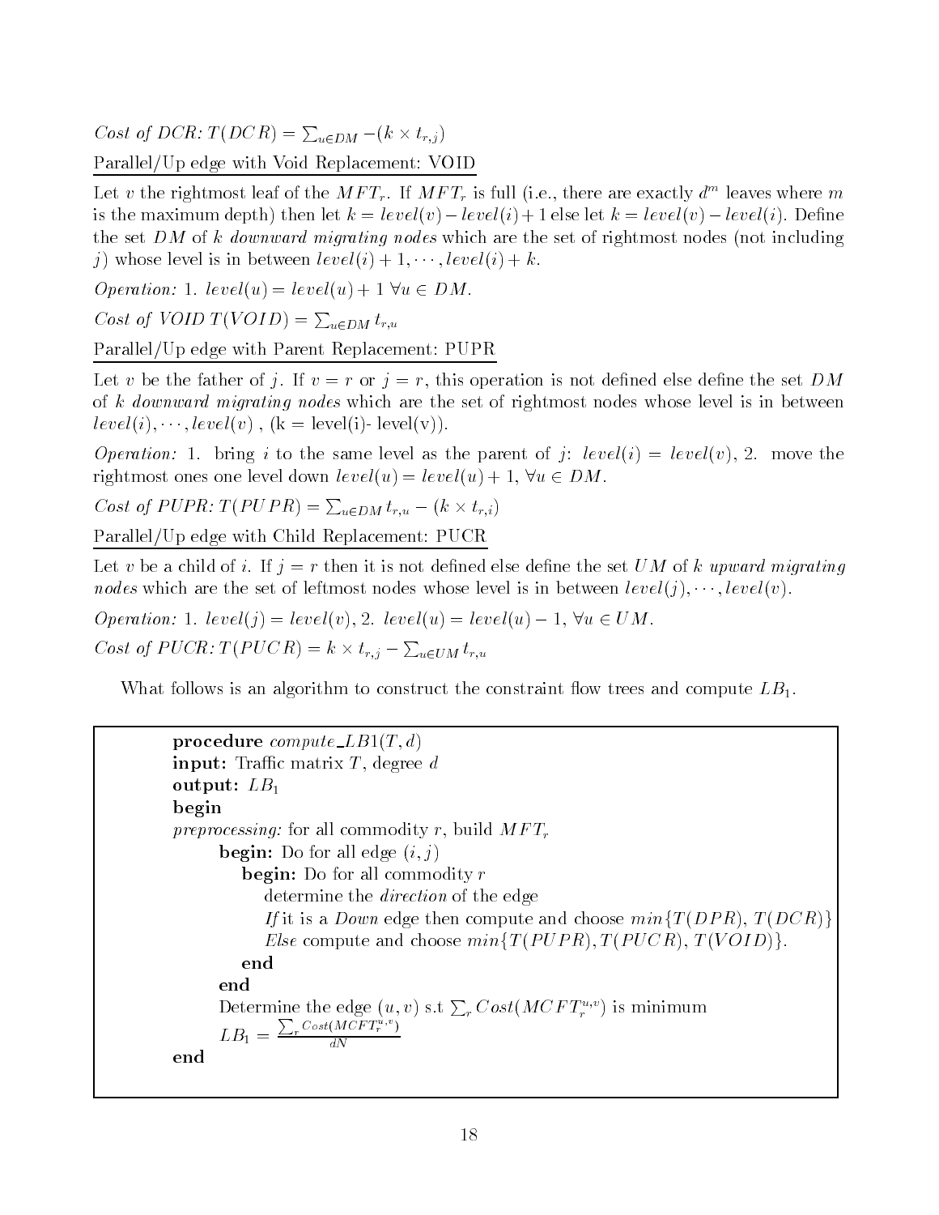*Cost of DCR:* $T(DCR) = \sum_{u \in DM} -(k \times t_{r,j})$

<u>Parallel/Up edge with Void Replacement: VOID</u>

Let $v$ the rightmost leaf of the $MFT_r$. If $MFT_r$ is full (i.e., there are exactly $d^m$ leaves where $m$ is the maximum depth) then let $k = level(v) - level(i) + 1$ else let $k = level(v) - level(i)$. Define the set $DM$ of $k$ *downward migrating nodes* which are the set of rightmost nodes (not including $j$) whose level is in between $level(i) + 1, \cdots, level(i) + k$.

*Operation:* 1. $level(u) = level(u) + 1 \; \forall u \in DM$.

*Cost of VOID* $T(VOID) = \sum_{u \in DM} t_{r,u}$

<u>Parallel/Up edge with Parent Replacement: PUPR</u>

Let $v$ be the father of $j$. If $v = r$ or $j = r$, this operation is not defined else define the set $DM$ of $k$ *downward migrating nodes* which are the set of rightmost nodes whose level is in between $level(i), \cdots, level(v)$ , (k = level(i)- level(v)).

*Operation:* 1. bring $i$ to the same level as the parent of $j$: $level(i) = level(v)$, 2. move the rightmost ones one level down $level(u) = level(u) + 1$, $\forall u \in DM$.

*Cost of PUPR:* $T(PUPR) = \sum_{u \in DM} t_{r,u} - (k \times t_{r,i})$

<u>Parallel/Up edge with Child Replacement: PUCR</u>

Let $v$ be a child of $i$. If $j = r$ then it is not defined else define the set $UM$ of $k$ *upward migrating nodes* which are the set of leftmost nodes whose level is in between $level(j), \cdots, level(v)$.

*Operation:* 1. $level(j) = level(v)$, 2. $level(u) = level(u) - 1$, $\forall u \in UM$.

*Cost of PUCR:* $T(PUCR) = k \times t_{r,j} - \sum_{u \in UM} t_{r,u}$

What follows is an algorithm to construct the constraint flow trees and compute $LB_1$.

```
procedure compute_LB1(T, d)
input: Traffic matrix T, degree d
output: LB_1
begin
preprocessing: for all commodity r, build MFT_r
    begin: Do for all edge (i, j)
        begin: Do for all commodity r
            determine the direction of the edge
            If it is a Down edge then compute and choose min{T(DPR), T(DCR)}
            Else compute and choose min{T(PUPR), T(PUCR), T(VOID)}.
        end
    end
    Determine the edge (u, v) s.t Σ_r Cost(MCFT_r^{u,v}) is minimum
    LB_1 = Σ_r Cost(MCFT_r^{u,v}) / dN
end
```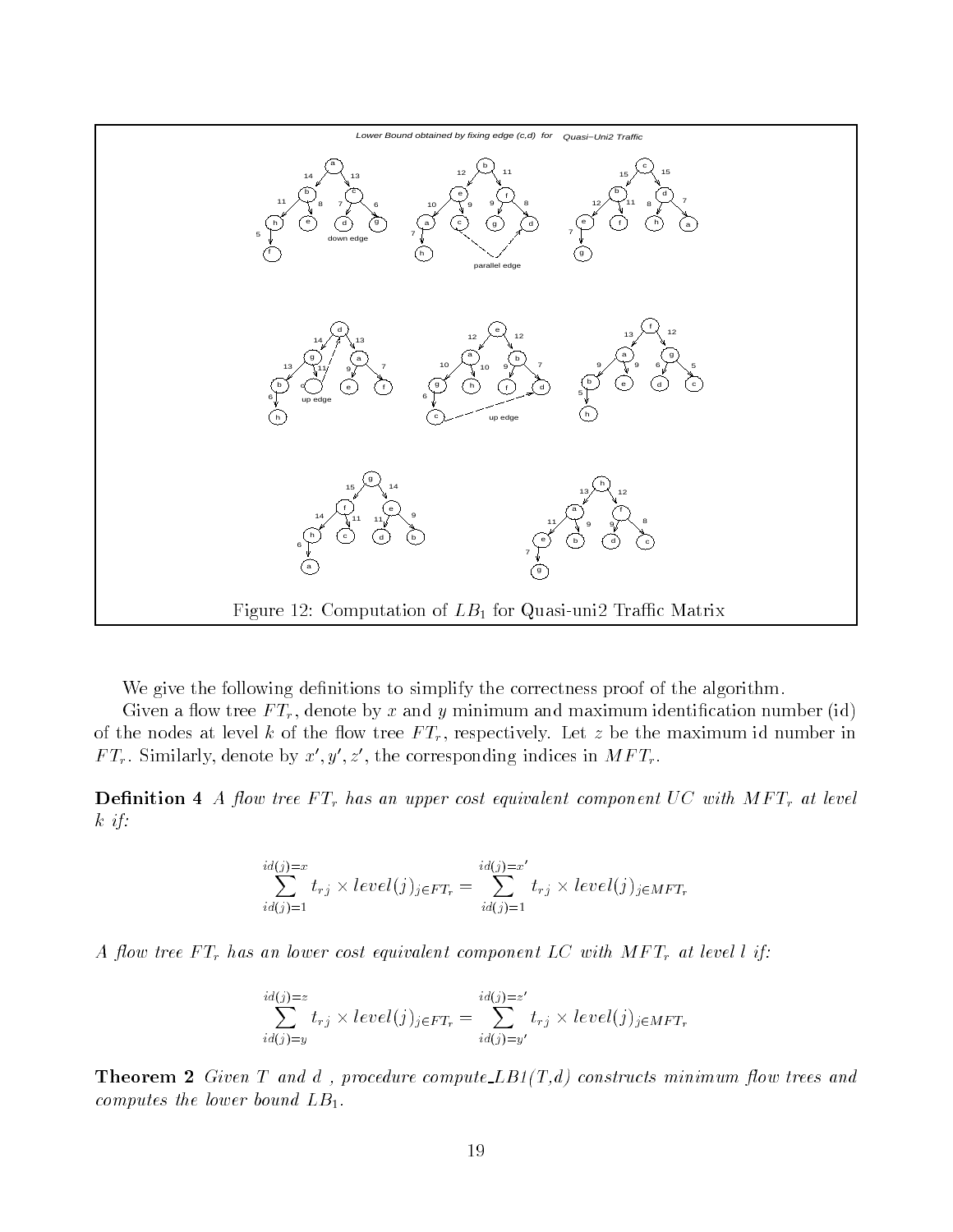Figure 12: Computation of $LB_1$ for Quasi-uni2 Traffic Matrix

We give the following definitions to simplify the correctness proof of the algorithm.

Given a flow tree $FT_r$, denote by $x$ and $y$ minimum and maximum identification number (id) of the nodes at level $k$ of the flow tree $FT_r$, respectively. Let $z$ be the maximum id number in $FT_r$. Similarly, denote by $x', y', z'$, the corresponding indices in $MFT_r$.

**Definition 4** *A flow tree $FT_r$ has an upper cost equivalent component $UC$ with $MFT_r$ at level $k$ if:*

$$\sum_{id(j)=1}^{id(j)=x} t_{rj} \times level(j)_{j \in FT_r} = \sum_{id(j)=1}^{id(j)=x'} t_{rj} \times level(j)_{j \in MFT_r}$$

*A flow tree $FT_r$ has an lower cost equivalent component $LC$ with $MFT_r$ at level $l$ if:*

$$\sum_{id(j)=y}^{id(j)=z} t_{rj} \times level(j)_{j \in FT_r} = \sum_{id(j)=y'}^{id(j)=z'} t_{rj} \times level(j)_{j \in MFT_r}$$

**Theorem 2** *Given $T$ and $d$ , procedure compute_LB1(T,d) constructs minimum flow trees and computes the lower bound $LB_1$.*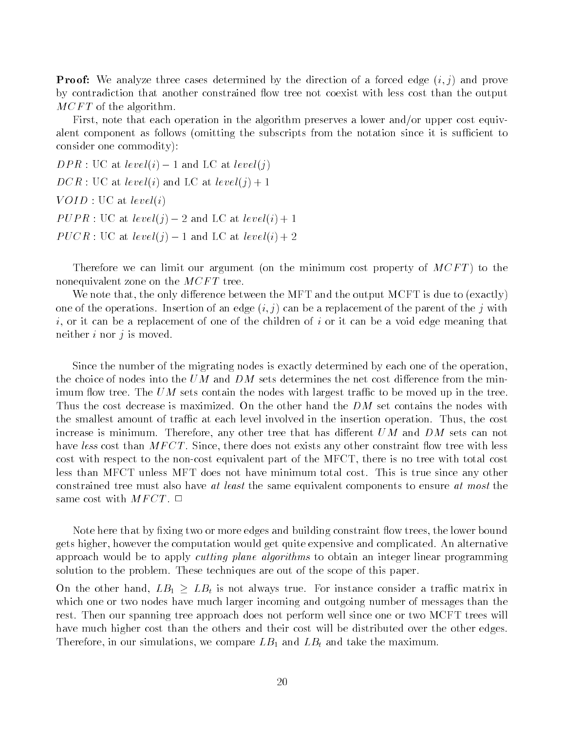**Proof:** We analyze three cases determined by the direction of a forced edge $(i, j)$ and prove by contradiction that another constrained flow tree not coexist with less cost than the output $MCFT$ of the algorithm.

First, note that each operation in the algorithm preserves a lower and/or upper cost equivalent component as follows (omitting the subscripts from the notation since it is sufficient to consider one commodity):

$DPR$ : UC at $level(i) - 1$ and LC at $level(j)$

$DCR$ : UC at $level(i)$ and LC at $level(j) + 1$

$VOID$ : UC at $level(i)$

$PUPR$ : UC at $level(j) - 2$ and LC at $level(i) + 1$

$PUCR$ : UC at $level(j) - 1$ and LC at $level(i) + 2$

Therefore we can limit our argument (on the minimum cost property of $MCFT$) to the nonequivalent zone on the $MCFT$ tree.

We note that, the only difference between the MFT and the output MCFT is due to (exactly) one of the operations. Insertion of an edge $(i, j)$ can be a replacement of the parent of the $j$ with $i$, or it can be a replacement of one of the children of $i$ or it can be a void edge meaning that neither $i$ nor $j$ is moved.

Since the number of the migrating nodes is exactly determined by each one of the operation, the choice of nodes into the $UM$ and $DM$ sets determines the net cost difference from the minimum flow tree. The $UM$ sets contain the nodes with largest traffic to be moved up in the tree. Thus the cost decrease is maximized. On the other hand the $DM$ set contains the nodes with the smallest amount of traffic at each level involved in the insertion operation. Thus, the cost increase is minimum. Therefore, any other tree that has different $UM$ and $DM$ sets can not have *less* cost than $MFCT$. Since, there does not exists any other constraint flow tree with less cost with respect to the non-cost equivalent part of the MFCT, there is no tree with total cost less than MFCT unless MFT does not have minimum total cost. This is true since any other constrained tree must also have *at least* the same equivalent components to ensure *at most* the same cost with $MFCT$. □

Note here that by fixing two or more edges and building constraint flow trees, the lower bound gets higher, however the computation would get quite expensive and complicated. An alternative approach would be to apply *cutting plane algorithms* to obtain an integer linear programming solution to the problem. These techniques are out of the scope of this paper.

On the other hand, $LB_1 \geq LB_t$ is not always true. For instance consider a traffic matrix in which one or two nodes have much larger incoming and outgoing number of messages than the rest. Then our spanning tree approach does not perform well since one or two MCFT trees will have much higher cost than the others and their cost will be distributed over the other edges. Therefore, in our simulations, we compare $LB_1$ and $LB_t$ and take the maximum.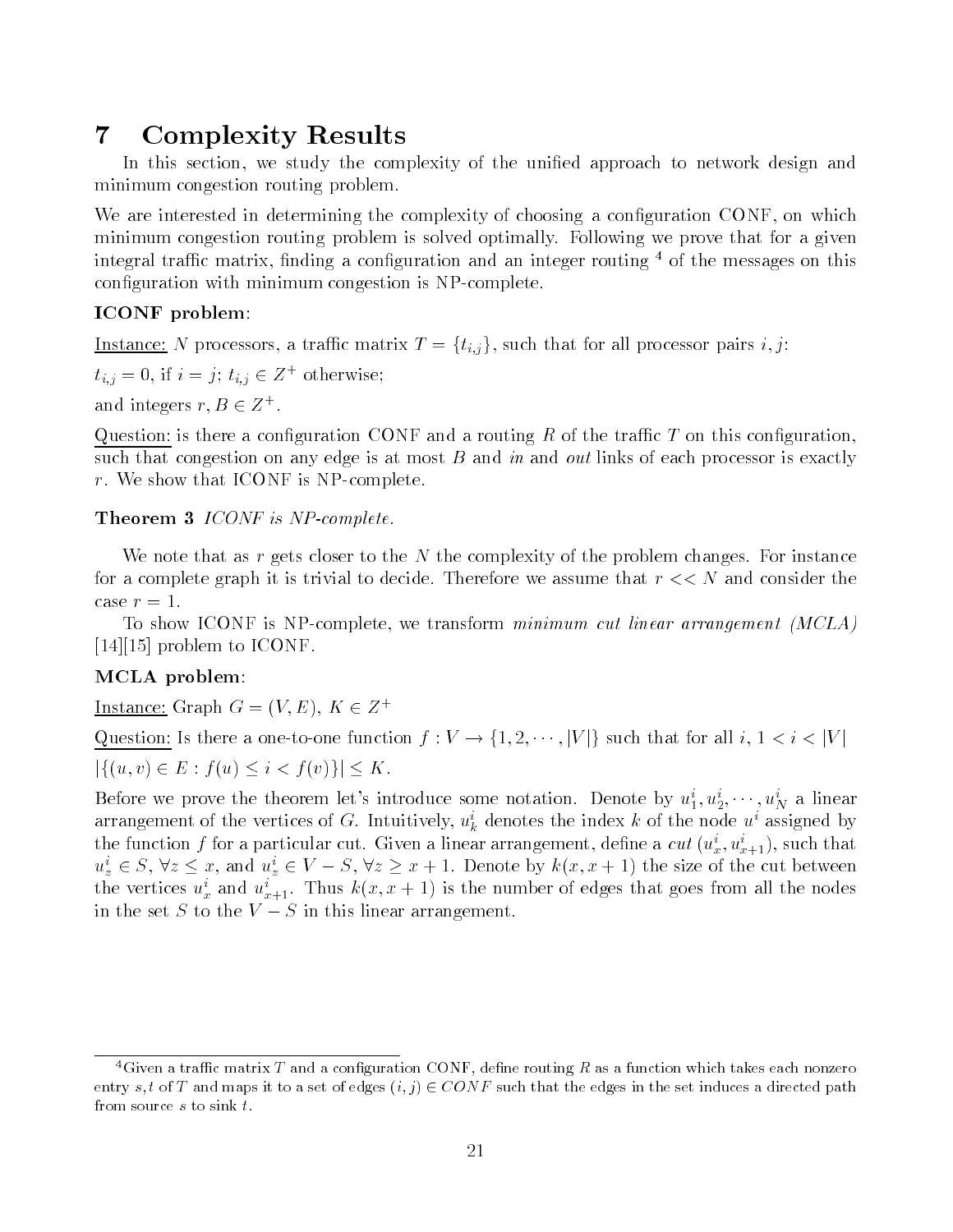# 7 Complexity Results

In this section, we study the complexity of the unified approach to network design and minimum congestion routing problem.

We are interested in determining the complexity of choosing a configuration CONF, on which minimum congestion routing problem is solved optimally. Following we prove that for a given integral traffic matrix, finding a configuration and an integer routing [4] of the messages on this configuration with minimum congestion is NP-complete.

**ICONF problem**:

Instance: $N$ processors, a traffic matrix $T = \{t_{i,j}\}$, such that for all processor pairs $i, j$:

$t_{i,j} = 0$, if $i = j$; $t_{i,j} \in Z^+$ otherwise;

and integers $r, B \in Z^+$.

Question: is there a configuration CONF and a routing $R$ of the traffic $T$ on this configuration, such that congestion on any edge is at most $B$ and *in* and *out* links of each processor is exactly $r$. We show that ICONF is NP-complete.

**Theorem 3** *ICONF is NP-complete.*

We note that as $r$ gets closer to the $N$ the complexity of the problem changes. For instance for a complete graph it is trivial to decide. Therefore we assume that $r << N$ and consider the case $r = 1$.

To show ICONF is NP-complete, we transform *minimum cut linear arrangement (MCLA)* [14][15] problem to ICONF.

**MCLA problem**:

Instance: Graph $G = (V, E)$, $K \in Z^+$

Question: Is there a one-to-one function $f : V \rightarrow \{1, 2, \cdots, |V|\}$ such that for all $i$, $1 < i < |V|$

$|\{(u, v) \in E : f(u) \leq i < f(v)\}| \leq K$.

Before we prove the theorem let's introduce some notation. Denote by $u^i_1, u^i_2, \cdots, u^i_N$ a linear arrangement of the vertices of $G$. Intuitively, $u^i_k$ denotes the index $k$ of the node $u^i$ assigned by the function $f$ for a particular cut. Given a linear arrangement, define a *cut* $(u^i_x, u^i_{x+1})$, such that $u^i_z \in S$, $\forall z \leq x$, and $u^i_z \in V - S$, $\forall z \geq x + 1$. Denote by $k(x, x + 1)$ the size of the cut between the vertices $u^i_x$ and $u^i_{x+1}$. Thus $k(x, x + 1)$ is the number of edges that goes from all the nodes in the set $S$ to the $V - S$ in this linear arrangement.

[4] Given a traffic matrix $T$ and a configuration CONF, define routing $R$ as a function which takes each nonzero entry $s, t$ of $T$ and maps it to a set of edges $(i, j) \in CONF$ such that the edges in the set induces a directed path from source $s$ to sink $t$.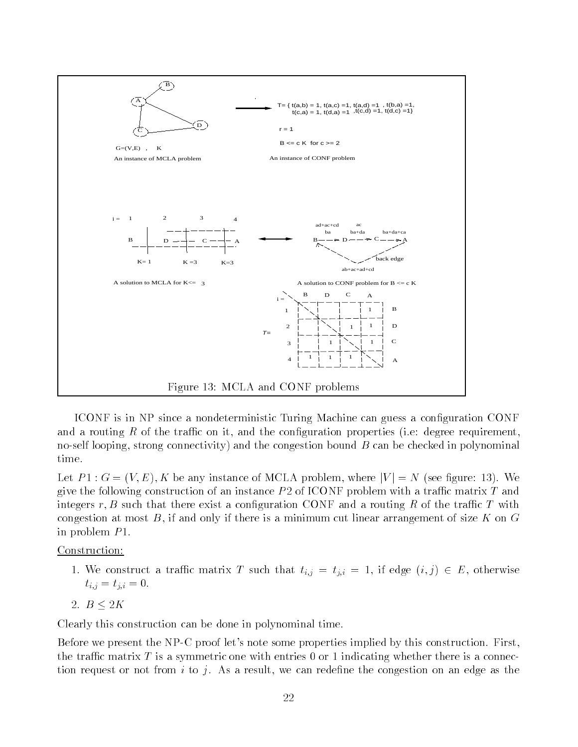B

A

C

D

G=(V,E) , K

An instance of MCLA problem

T= { t(a,b) = 1, t(a,c) =1, t(a,d) =1 , t(b,a) =1, t(c,a) = 1, t(d,a) =1 ,t(c,d) =1, t(d,c) =1}

r = 1

B <= c K for c >= 2

An instance of CONF problem

i = 1 2 3 4

B D C A

K= 1 K =3 K=3

A solution to MCLA for K<= 3

ad+ac+cd ac

ba ba+da ba+da+ca

B D C A

back edge

ab+ac+ad+cd

A solution to CONF problem for B <= c K

T=

| i = | B | D | C | A | |
|---|---|---|---|---|---|
| 1 | | | | 1 | B |
| 2 | | | 1 | 1 | D |
| 3 | | 1 | | 1 | C |
| 4 | 1 | 1 | 1 | | A |

Figure 13: MCLA and CONF problems

ICONF is in NP since a nondeterministic Turing Machine can guess a configuration CONF and a routing $R$ of the traffic on it, and the configuration properties (i.e: degree requirement, no-self looping, strong connectivity) and the congestion bound $B$ can be checked in polynominal time.

Let $P1 : G = (V, E), K$ be any instance of MCLA problem, where $|V| = N$ (see figure: 13). We give the following construction of an instance $P2$ of ICONF problem with a traffic matrix $T$ and integers $r, B$ such that there exist a configuration CONF and a routing $R$ of the traffic $T$ with congestion at most $B$, if and only if there is a minimum cut linear arrangement of size $K$ on $G$ in problem $P1$.

Construction:

1. We construct a traffic matrix $T$ such that $t_{i,j} = t_{j,i} = 1$, if edge $(i, j) \in E$, otherwise $t_{i,j} = t_{j,i} = 0$.
2. $B \leq 2K$

Clearly this construction can be done in polynominal time.

Before we present the NP-C proof let's note some properties implied by this construction. First, the traffic matrix $T$ is a symmetric one with entries 0 or 1 indicating whether there is a connection request or not from $i$ to $j$. As a result, we can redefine the congestion on an edge as the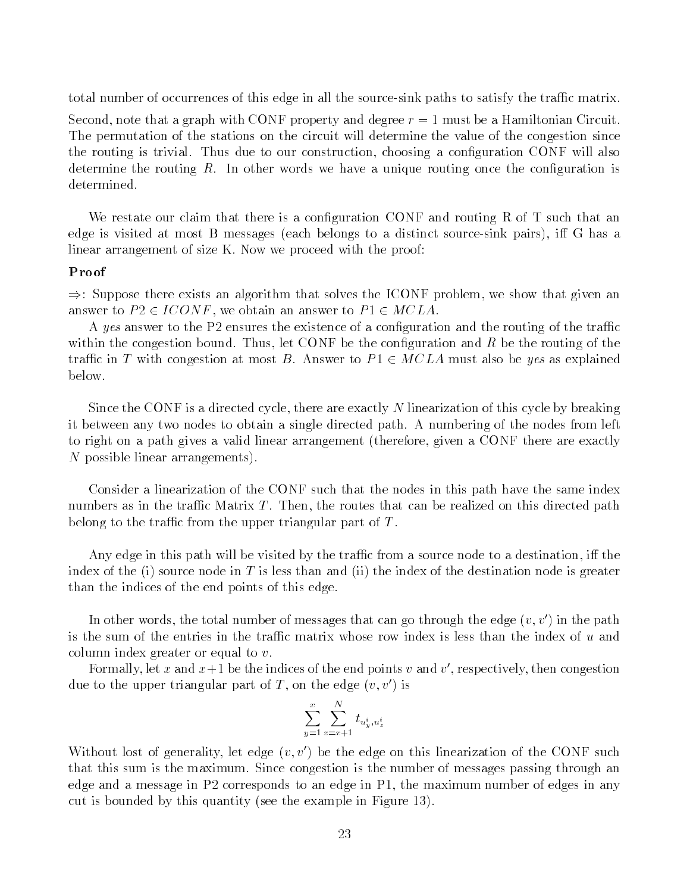total number of occurrences of this edge in all the source-sink paths to satisfy the traffic matrix.

Second, note that a graph with CONF property and degree $r = 1$ must be a Hamiltonian Circuit. The permutation of the stations on the circuit will determine the value of the congestion since the routing is trivial. Thus due to our construction, choosing a configuration CONF will also determine the routing $R$. In other words we have a unique routing once the configuration is determined.

We restate our claim that there is a configuration CONF and routing R of T such that an edge is visited at most B messages (each belongs to a distinct source-sink pairs), iff G has a linear arrangement of size K. Now we proceed with the proof:

**Proof**

$\Rightarrow$: Suppose there exists an algorithm that solves the ICONF problem, we show that given an answer to $P2 \in ICONF$, we obtain an answer to $P1 \in MCLA$.

A *yes* answer to the P2 ensures the existence of a configuration and the routing of the traffic within the congestion bound. Thus, let CONF be the configuration and $R$ be the routing of the traffic in $T$ with congestion at most $B$. Answer to $P1 \in MCLA$ must also be *yes* as explained below.

Since the CONF is a directed cycle, there are exactly $N$ linearization of this cycle by breaking it between any two nodes to obtain a single directed path. A numbering of the nodes from left to right on a path gives a valid linear arrangement (therefore, given a CONF there are exactly $N$ possible linear arrangements).

Consider a linearization of the CONF such that the nodes in this path have the same index numbers as in the traffic Matrix $T$. Then, the routes that can be realized on this directed path belong to the traffic from the upper triangular part of $T$.

Any edge in this path will be visited by the traffic from a source node to a destination, iff the index of the (i) source node in $T$ is less than and (ii) the index of the destination node is greater than the indices of the end points of this edge.

In other words, the total number of messages that can go through the edge $(v, v')$ in the path is the sum of the entries in the traffic matrix whose row index is less than the index of $u$ and column index greater or equal to $v$.

Formally, let $x$ and $x+1$ be the indices of the end points $v$ and $v'$, respectively, then congestion due to the upper triangular part of $T$, on the edge $(v, v')$ is

$$\sum_{y=1}^{x} \sum_{z=x+1}^{N} t_{u_y^i, u_z^i}$$

Without lost of generality, let edge $(v, v')$ be the edge on this linearization of the CONF such that this sum is the maximum. Since congestion is the number of messages passing through an edge and a message in P2 corresponds to an edge in P1, the maximum number of edges in any cut is bounded by this quantity (see the example in Figure 13).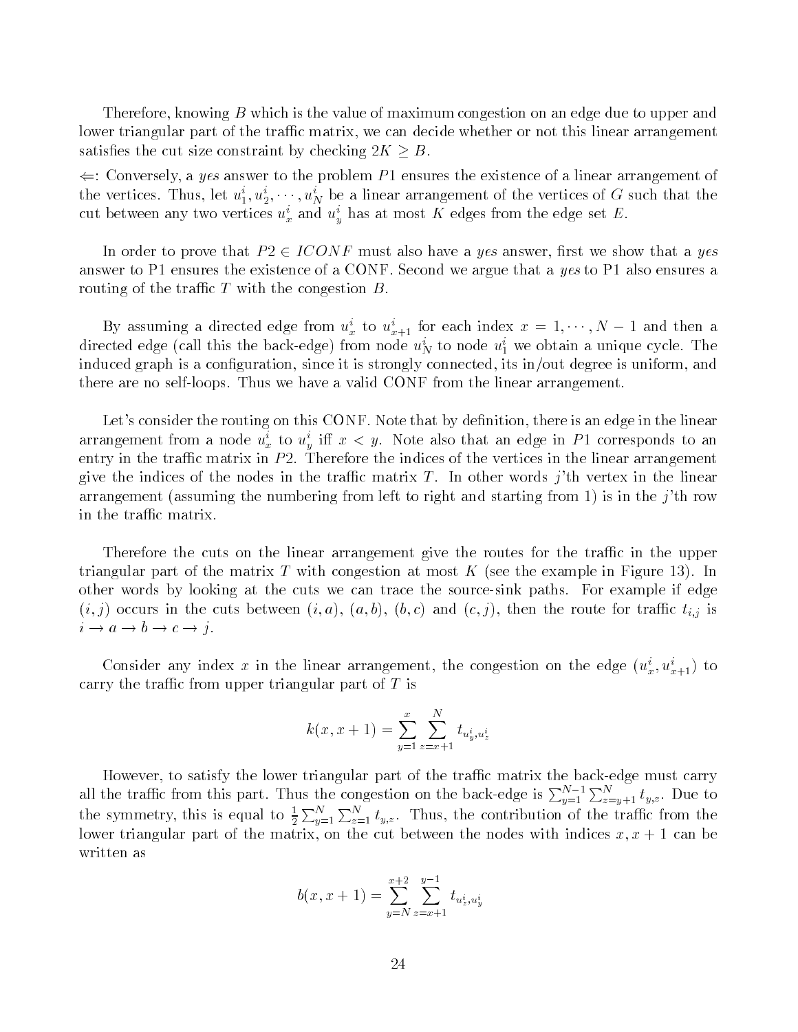Therefore, knowing $B$ which is the value of maximum congestion on an edge due to upper and lower triangular part of the traffic matrix, we can decide whether or not this linear arrangement satisfies the cut size constraint by checking $2K \geq B$.

$\Leftarrow$: Conversely, a *yes* answer to the problem $P1$ ensures the existence of a linear arrangement of the vertices. Thus, let $u_1^i, u_2^i, \cdots, u_N^i$ be a linear arrangement of the vertices of $G$ such that the cut between any two vertices $u_x^i$ and $u_y^i$ has at most $K$ edges from the edge set $E$.

In order to prove that $P2 \in ICONF$ must also have a *yes* answer, first we show that a *yes* answer to P1 ensures the existence of a CONF. Second we argue that a *yes* to P1 also ensures a routing of the traffic $T$ with the congestion $B$.

By assuming a directed edge from $u_x^i$ to $u_{x+1}^i$ for each index $x = 1, \cdots, N-1$ and then a directed edge (call this the back-edge) from node $u_N^i$ to node $u_1^i$ we obtain a unique cycle. The induced graph is a configuration, since it is strongly connected, its in/out degree is uniform, and there are no self-loops. Thus we have a valid CONF from the linear arrangement.

Let's consider the routing on this CONF. Note that by definition, there is an edge in the linear arrangement from a node $u_x^i$ to $u_y^i$ iff $x < y$. Note also that an edge in $P1$ corresponds to an entry in the traffic matrix in $P2$. Therefore the indices of the vertices in the linear arrangement give the indices of the nodes in the traffic matrix $T$. In other words $j$'th vertex in the linear arrangement (assuming the numbering from left to right and starting from 1) is in the $j$'th row in the traffic matrix.

Therefore the cuts on the linear arrangement give the routes for the traffic in the upper triangular part of the matrix $T$ with congestion at most $K$ (see the example in Figure 13). In other words by looking at the cuts we can trace the source-sink paths. For example if edge $(i, j)$ occurs in the cuts between $(i, a)$, $(a, b)$, $(b, c)$ and $(c, j)$, then the route for traffic $t_{i,j}$ is $i \to a \to b \to c \to j$.

Consider any index $x$ in the linear arrangement, the congestion on the edge $(u_x^i, u_{x+1}^i)$ to carry the traffic from upper triangular part of $T$ is

$$k(x, x+1) = \sum_{y=1}^{x} \sum_{z=x+1}^{N} t_{u_y^i, u_z^i}$$

However, to satisfy the lower triangular part of the traffic matrix the back-edge must carry all the traffic from this part. Thus the congestion on the back-edge is $\sum_{y=1}^{N-1} \sum_{z=y+1}^{N} t_{y,z}$. Due to the symmetry, this is equal to $\frac{1}{2} \sum_{y=1}^{N} \sum_{z=1}^{N} t_{y,z}$. Thus, the contribution of the traffic from the lower triangular part of the matrix, on the cut between the nodes with indices $x, x+1$ can be written as

$$b(x, x+1) = \sum_{y=N}^{x+2} \sum_{z=x+1}^{y-1} t_{u_z^i, u_y^i}$$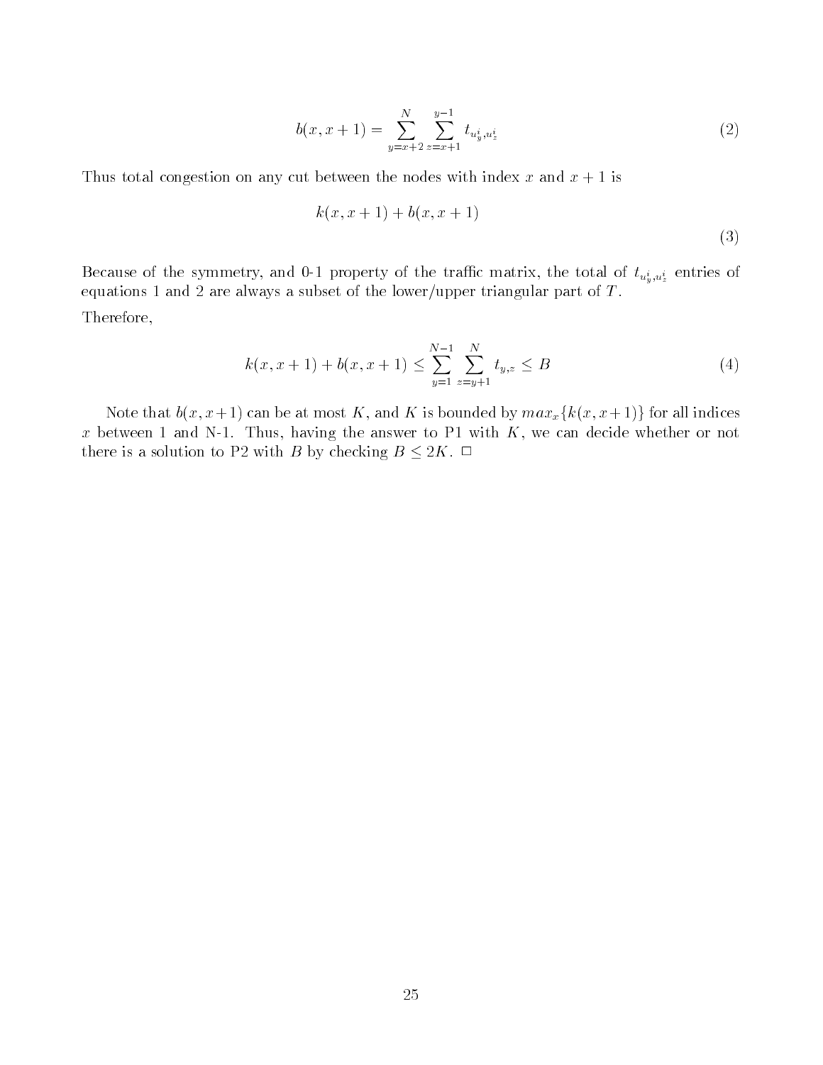$$b(x, x+1) = \sum_{y=x+2}^{N} \sum_{z=x+1}^{y-1} t_{u_y^i, u_z^i} \tag{2}$$

Thus total congestion on any cut between the nodes with index $x$ and $x+1$ is

$$k(x, x+1) + b(x, x+1) \tag{3}$$

Because of the symmetry, and 0-1 property of the traffic matrix, the total of $t_{u_y^i, u_z^i}$ entries of equations 1 and 2 are always a subset of the lower/upper triangular part of $T$.

Therefore,

$$k(x, x+1) + b(x, x+1) \leq \sum_{y=1}^{N-1} \sum_{z=y+1}^{N} t_{y,z} \leq B \tag{4}$$

Note that $b(x, x+1)$ can be at most $K$, and $K$ is bounded by $max_x\{k(x, x+1)\}$ for all indices $x$ between 1 and N-1. Thus, having the answer to P1 with $K$, we can decide whether or not there is a solution to P2 with $B$ by checking $B \leq 2K$. $\Box$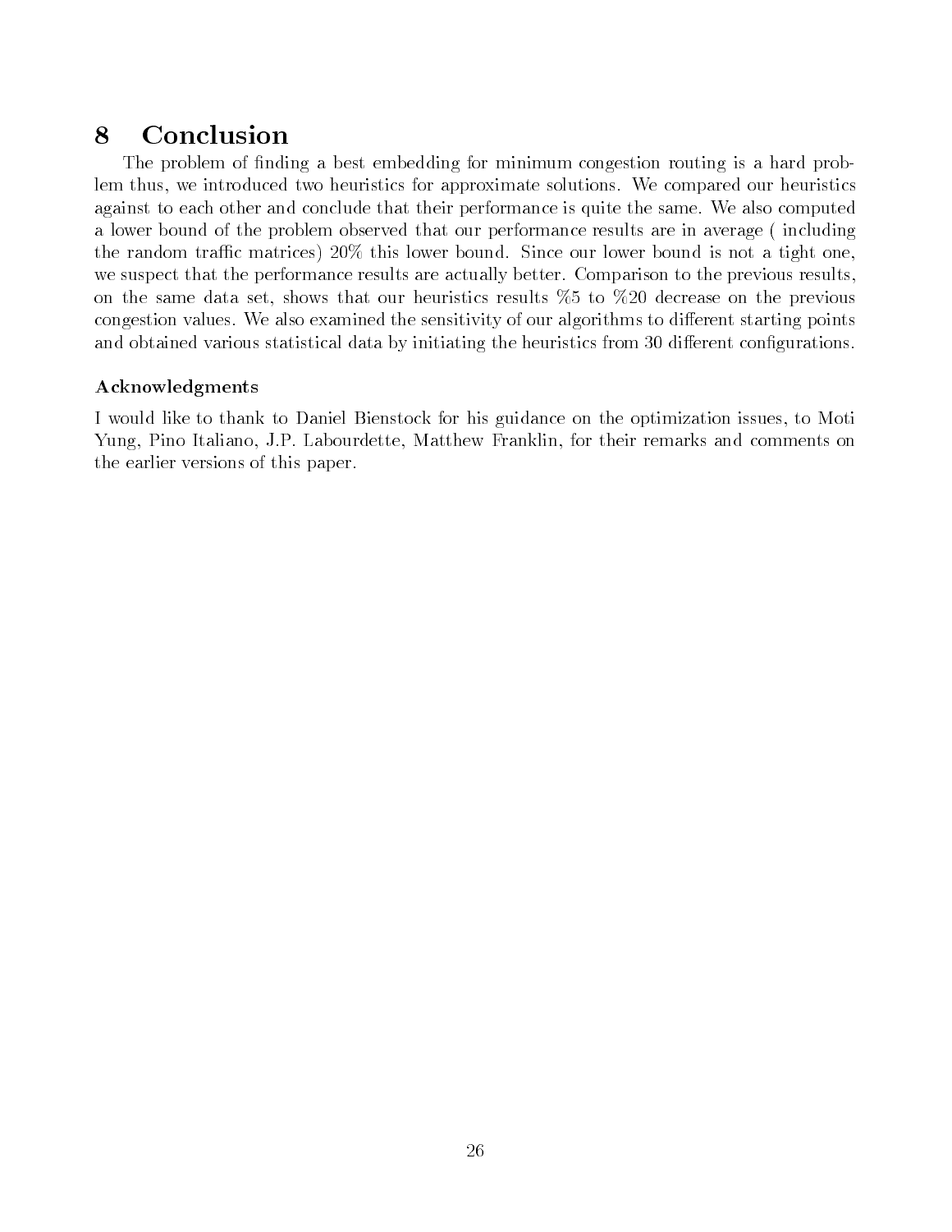# 8 Conclusion

The problem of finding a best embedding for minimum congestion routing is a hard problem thus, we introduced two heuristics for approximate solutions. We compared our heuristics against to each other and conclude that their performance is quite the same. We also computed a lower bound of the problem observed that our performance results are in average ( including the random traffic matrices) 20% this lower bound. Since our lower bound is not a tight one, we suspect that the performance results are actually better. Comparison to the previous results, on the same data set, shows that our heuristics results %5 to %20 decrease on the previous congestion values. We also examined the sensitivity of our algorithms to different starting points and obtained various statistical data by initiating the heuristics from 30 different configurations.

### Acknowledgments

I would like to thank to Daniel Bienstock for his guidance on the optimization issues, to Moti Yung, Pino Italiano, J.P. Labourdette, Matthew Franklin, for their remarks and comments on the earlier versions of this paper.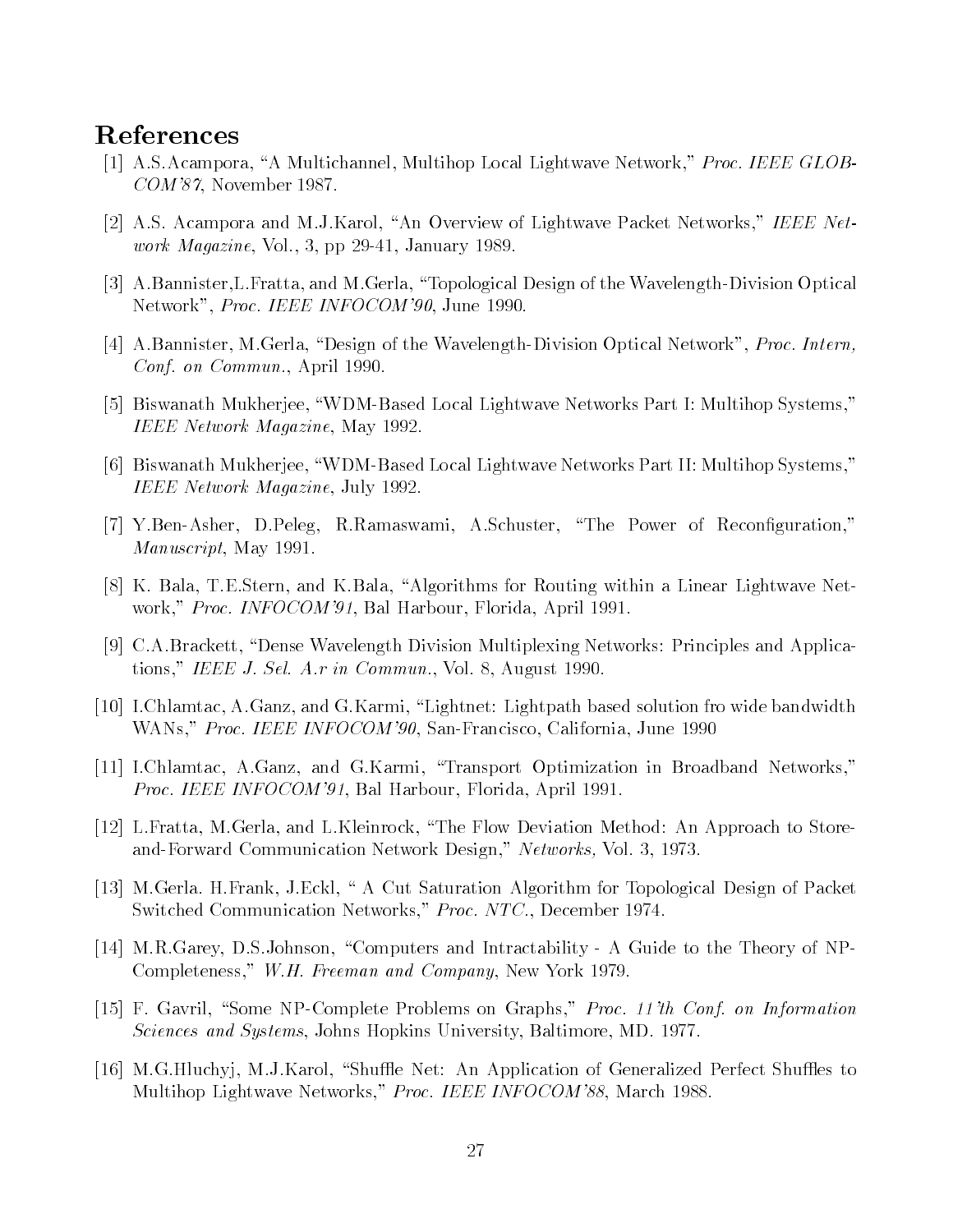# References

[1] A.S.Acampora, "A Multichannel, Multihop Local Lightwave Network," *Proc. IEEE GLOBCOM'87*, November 1987.

[2] A.S. Acampora and M.J.Karol, "An Overview of Lightwave Packet Networks," *IEEE Network Magazine*, Vol., 3, pp 29-41, January 1989.

[3] A.Bannister,L.Fratta, and M.Gerla, "Topological Design of the Wavelength-Division Optical Network", *Proc. IEEE INFOCOM'90*, June 1990.

[4] A.Bannister, M.Gerla, "Design of the Wavelength-Division Optical Network", *Proc. Intern, Conf. on Commun.*, April 1990.

[5] Biswanath Mukherjee, "WDM-Based Local Lightwave Networks Part I: Multihop Systems," *IEEE Network Magazine*, May 1992.

[6] Biswanath Mukherjee, "WDM-Based Local Lightwave Networks Part II: Multihop Systems," *IEEE Network Magazine*, July 1992.

[7] Y.Ben-Asher, D.Peleg, R.Ramaswami, A.Schuster, "The Power of Reconfiguration," *Manuscript*, May 1991.

[8] K. Bala, T.E.Stern, and K.Bala, "Algorithms for Routing within a Linear Lightwave Network," *Proc. INFOCOM'91*, Bal Harbour, Florida, April 1991.

[9] C.A.Brackett, "Dense Wavelength Division Multiplexing Networks: Principles and Applications," *IEEE J. Sel. A.r in Commun.*, Vol. 8, August 1990.

[10] I.Chlamtac, A.Ganz, and G.Karmi, "Lightnet: Lightpath based solution fro wide bandwidth WANs," *Proc. IEEE INFOCOM'90*, San-Francisco, California, June 1990

[11] I.Chlamtac, A.Ganz, and G.Karmi, "Transport Optimization in Broadband Networks," *Proc. IEEE INFOCOM'91*, Bal Harbour, Florida, April 1991.

[12] L.Fratta, M.Gerla, and L.Kleinrock, "The Flow Deviation Method: An Approach to Store-and-Forward Communication Network Design," *Networks,* Vol. 3, 1973.

[13] M.Gerla. H.Frank, J.Eckl, " A Cut Saturation Algorithm for Topological Design of Packet Switched Communication Networks," *Proc. NTC.*, December 1974.

[14] M.R.Garey, D.S.Johnson, "Computers and Intractability - A Guide to the Theory of NP-Completeness," *W.H. Freeman and Company*, New York 1979.

[15] F. Gavril, "Some NP-Complete Problems on Graphs," *Proc. 11'th Conf. on Information Sciences and Systems*, Johns Hopkins University, Baltimore, MD. 1977.

[16] M.G.Hluchyj, M.J.Karol, "Shuffle Net: An Application of Generalized Perfect Shuffles to Multihop Lightwave Networks," *Proc. IEEE INFOCOM'88*, March 1988.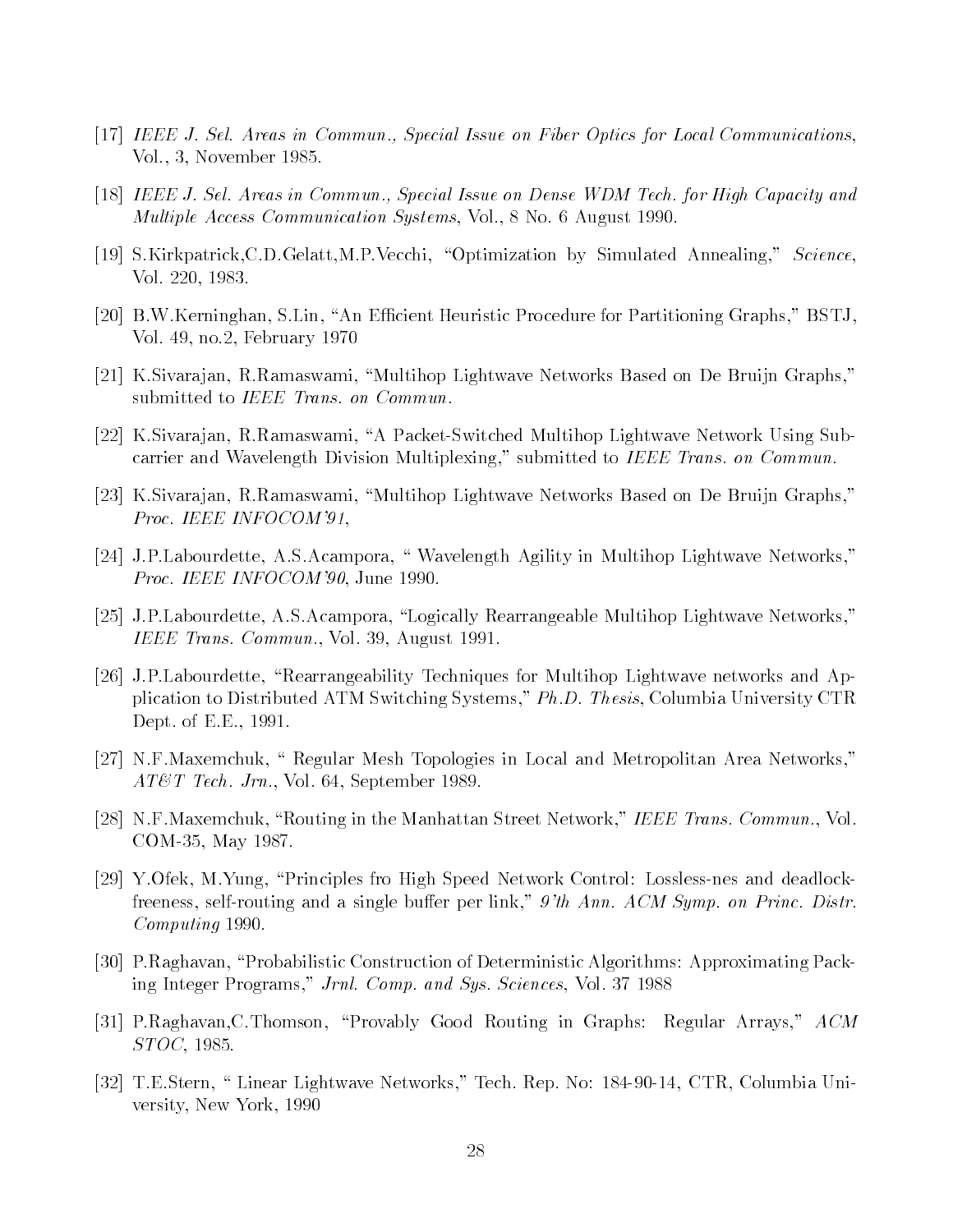[17] *IEEE J. Sel. Areas in Commun., Special Issue on Fiber Optics for Local Communications*, Vol., 3, November 1985.

[18] *IEEE J. Sel. Areas in Commun., Special Issue on Dense WDM Tech. for High Capacity and Multiple Access Communication Systems*, Vol., 8 No. 6 August 1990.

[19] S.Kirkpatrick,C.D.Gelatt,M.P.Vecchi, "Optimization by Simulated Annealing," *Science*, Vol. 220, 1983.

[20] B.W.Kerninghan, S.Lin, "An Efficient Heuristic Procedure for Partitioning Graphs," BSTJ, Vol. 49, no.2, February 1970

[21] K.Sivarajan, R.Ramaswami, "Multihop Lightwave Networks Based on De Bruijn Graphs," submitted to *IEEE Trans. on Commun.*

[22] K.Sivarajan, R.Ramaswami, "A Packet-Switched Multihop Lightwave Network Using Subcarrier and Wavelength Division Multiplexing," submitted to *IEEE Trans. on Commun.*

[23] K.Sivarajan, R.Ramaswami, "Multihop Lightwave Networks Based on De Bruijn Graphs," *Proc. IEEE INFOCOM'91*,

[24] J.P.Labourdette, A.S.Acampora, " Wavelength Agility in Multihop Lightwave Networks," *Proc. IEEE INFOCOM'90*, June 1990.

[25] J.P.Labourdette, A.S.Acampora, "Logically Rearrangeable Multihop Lightwave Networks," *IEEE Trans. Commun.*, Vol. 39, August 1991.

[26] J.P.Labourdette, "Rearrangeability Techniques for Multihop Lightwave networks and Application to Distributed ATM Switching Systems," *Ph.D. Thesis*, Columbia University CTR Dept. of E.E., 1991.

[27] N.F.Maxemchuk, " Regular Mesh Topologies in Local and Metropolitan Area Networks," *AT&T Tech. Jrn.*, Vol. 64, September 1989.

[28] N.F.Maxemchuk, "Routing in the Manhattan Street Network," *IEEE Trans. Commun.*, Vol. COM-35, May 1987.

[29] Y.Ofek, M.Yung, "Principles fro High Speed Network Control: Lossless-nes and deadlock-freeness, self-routing and a single buffer per link," *9'th Ann. ACM Symp. on Princ. Distr. Computing* 1990.

[30] P.Raghavan, "Probabilistic Construction of Deterministic Algorithms: Approximating Packing Integer Programs," *Jrnl. Comp. and Sys. Sciences*, Vol. 37 1988

[31] P.Raghavan,C.Thomson, "Provably Good Routing in Graphs: Regular Arrays," *ACM STOC*, 1985.

[32] T.E.Stern, " Linear Lightwave Networks," Tech. Rep. No: 184-90-14, CTR, Columbia University, New York, 1990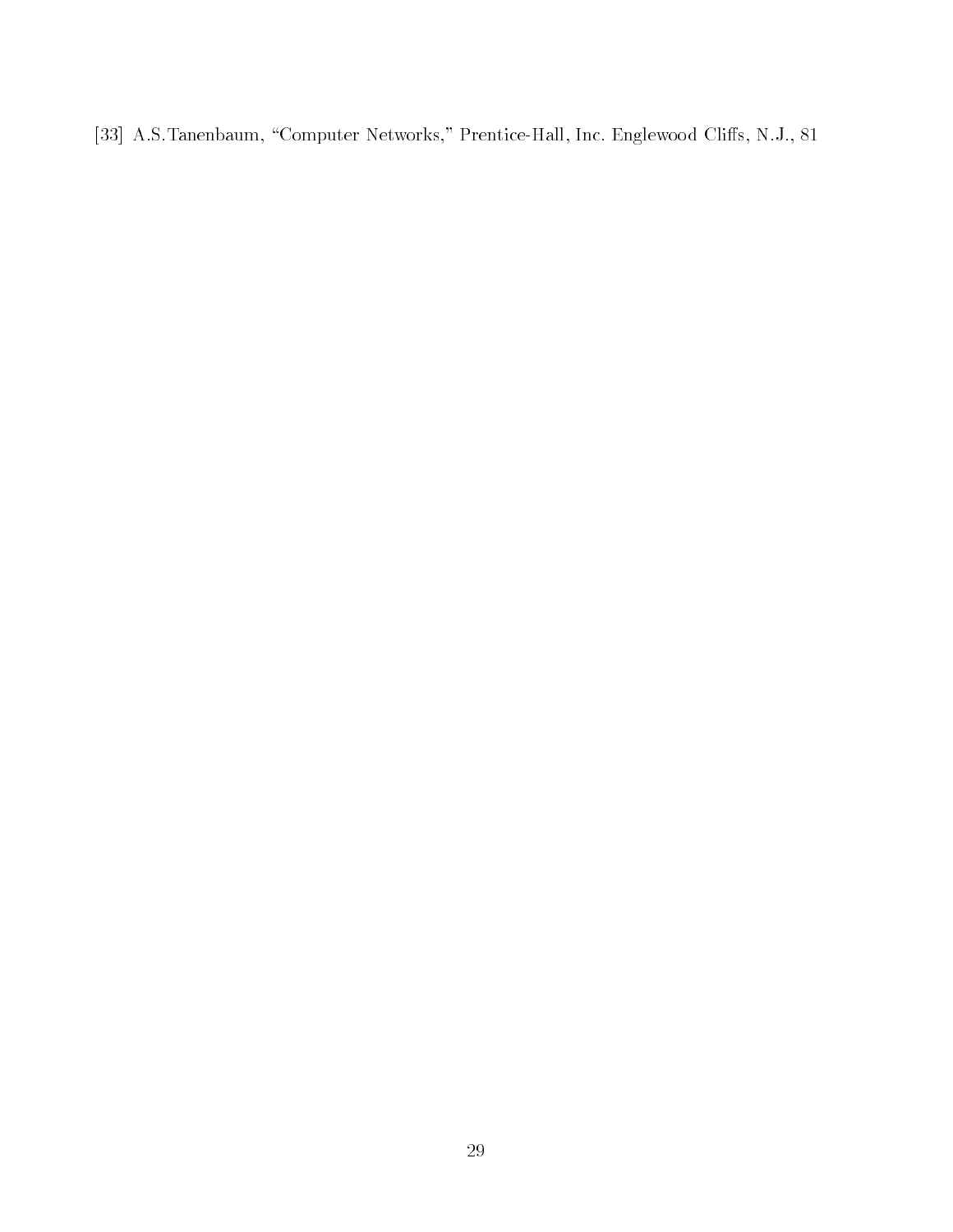[33] A.S.Tanenbaum, "Computer Networks," Prentice-Hall, Inc. Englewood Cliffs, N.J., 81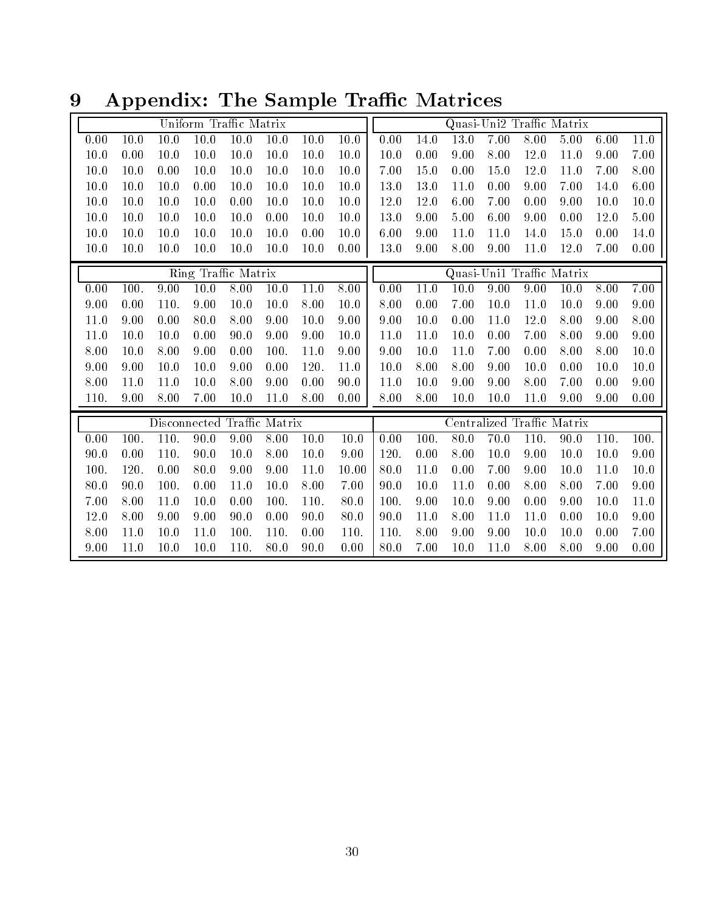# 9 Appendix: The Sample Traffic Matrices

| Uniform Traffic Matrix | | | | | | | |
|---|---|---|---|---|---|---|---|
| 0.00 | 10.0 | 10.0 | 10.0 | 10.0 | 10.0 | 10.0 | 10.0 |
| 10.0 | 0.00 | 10.0 | 10.0 | 10.0 | 10.0 | 10.0 | 10.0 |
| 10.0 | 10.0 | 0.00 | 10.0 | 10.0 | 10.0 | 10.0 | 10.0 |
| 10.0 | 10.0 | 10.0 | 0.00 | 10.0 | 10.0 | 10.0 | 10.0 |
| 10.0 | 10.0 | 10.0 | 10.0 | 0.00 | 10.0 | 10.0 | 10.0 |
| 10.0 | 10.0 | 10.0 | 10.0 | 10.0 | 0.00 | 10.0 | 10.0 |
| 10.0 | 10.0 | 10.0 | 10.0 | 10.0 | 10.0 | 0.00 | 10.0 |
| 10.0 | 10.0 | 10.0 | 10.0 | 10.0 | 10.0 | 10.0 | 0.00 |

| Quasi-Uni2 Traffic Matrix | | | | | | | |
|---|---|---|---|---|---|---|---|
| 0.00 | 14.0 | 13.0 | 7.00 | 8.00 | 5.00 | 6.00 | 11.0 |
| 10.0 | 0.00 | 9.00 | 8.00 | 12.0 | 11.0 | 9.00 | 7.00 |
| 7.00 | 15.0 | 0.00 | 15.0 | 12.0 | 11.0 | 7.00 | 8.00 |
| 13.0 | 13.0 | 11.0 | 0.00 | 9.00 | 7.00 | 14.0 | 6.00 |
| 12.0 | 12.0 | 6.00 | 7.00 | 0.00 | 9.00 | 10.0 | 10.0 |
| 13.0 | 9.00 | 5.00 | 6.00 | 9.00 | 0.00 | 12.0 | 5.00 |
| 6.00 | 9.00 | 11.0 | 11.0 | 14.0 | 15.0 | 0.00 | 14.0 |
| 13.0 | 9.00 | 8.00 | 9.00 | 11.0 | 12.0 | 7.00 | 0.00 |

| Ring Traffic Matrix | | | | | | | |
|---|---|---|---|---|---|---|---|
| 0.00 | 100. | 9.00 | 10.0 | 8.00 | 10.0 | 11.0 | 8.00 |
| 9.00 | 0.00 | 110. | 9.00 | 10.0 | 10.0 | 8.00 | 10.0 |
| 11.0 | 9.00 | 0.00 | 80.0 | 8.00 | 9.00 | 10.0 | 9.00 |
| 11.0 | 10.0 | 10.0 | 0.00 | 90.0 | 9.00 | 9.00 | 10.0 |
| 8.00 | 10.0 | 8.00 | 9.00 | 0.00 | 100. | 11.0 | 9.00 |
| 9.00 | 9.00 | 10.0 | 10.0 | 9.00 | 0.00 | 120. | 11.0 |
| 8.00 | 11.0 | 11.0 | 10.0 | 8.00 | 9.00 | 0.00 | 90.0 |
| 110. | 9.00 | 8.00 | 7.00 | 10.0 | 11.0 | 8.00 | 0.00 |

| Quasi-Uni1 Traffic Matrix | | | | | | | |
|---|---|---|---|---|---|---|---|
| 0.00 | 11.0 | 10.0 | 9.00 | 9.00 | 10.0 | 8.00 | 7.00 |
| 8.00 | 0.00 | 7.00 | 10.0 | 11.0 | 10.0 | 9.00 | 9.00 |
| 9.00 | 10.0 | 0.00 | 11.0 | 12.0 | 8.00 | 9.00 | 8.00 |
| 11.0 | 11.0 | 10.0 | 0.00 | 7.00 | 8.00 | 9.00 | 9.00 |
| 9.00 | 10.0 | 11.0 | 7.00 | 0.00 | 8.00 | 8.00 | 10.0 |
| 10.0 | 8.00 | 8.00 | 9.00 | 10.0 | 0.00 | 10.0 | 10.0 |
| 11.0 | 10.0 | 9.00 | 9.00 | 8.00 | 7.00 | 0.00 | 9.00 |
| 8.00 | 8.00 | 10.0 | 10.0 | 11.0 | 9.00 | 9.00 | 0.00 |

| Disconnected Traffic Matrix | | | | | | | |
|---|---|---|---|---|---|---|---|
| 0.00 | 100. | 110. | 90.0 | 9.00 | 8.00 | 10.0 | 10.0 |
| 90.0 | 0.00 | 110. | 90.0 | 10.0 | 8.00 | 10.0 | 9.00 |
| 100. | 120. | 0.00 | 80.0 | 9.00 | 9.00 | 11.0 | 10.00 |
| 80.0 | 90.0 | 100. | 0.00 | 11.0 | 10.0 | 8.00 | 7.00 |
| 7.00 | 8.00 | 11.0 | 10.0 | 0.00 | 100. | 110. | 80.0 |
| 12.0 | 8.00 | 9.00 | 9.00 | 90.0 | 0.00 | 90.0 | 80.0 |
| 8.00 | 11.0 | 10.0 | 11.0 | 100. | 110. | 0.00 | 110. |
| 9.00 | 11.0 | 10.0 | 10.0 | 110. | 80.0 | 90.0 | 0.00 |

| Centralized Traffic Matrix | | | | | | | |
|---|---|---|---|---|---|---|---|
| 0.00 | 100. | 80.0 | 70.0 | 110. | 90.0 | 110. | 100. |
| 120. | 0.00 | 8.00 | 10.0 | 9.00 | 10.0 | 10.0 | 9.00 |
| 80.0 | 11.0 | 0.00 | 7.00 | 9.00 | 10.0 | 11.0 | 10.0 |
| 90.0 | 10.0 | 11.0 | 0.00 | 8.00 | 8.00 | 7.00 | 9.00 |
| 100. | 9.00 | 10.0 | 9.00 | 0.00 | 9.00 | 10.0 | 11.0 |
| 90.0 | 11.0 | 8.00 | 11.0 | 11.0 | 0.00 | 10.0 | 9.00 |
| 110. | 8.00 | 9.00 | 9.00 | 10.0 | 10.0 | 0.00 | 7.00 |
| 80.0 | 7.00 | 10.0 | 11.0 | 8.00 | 8.00 | 9.00 | 0.00 |